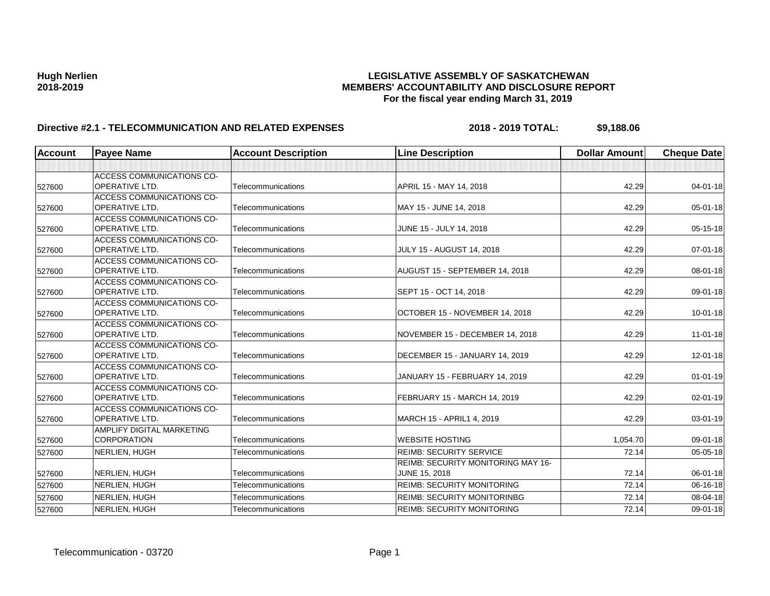**Hugh Nerlien**
**2018-2019**

# LEGISLATIVE ASSEMBLY OF SASKATCHEWAN
## MEMBERS' ACCOUNTABILITY AND DISCLOSURE REPORT
### For the fiscal year ending March 31, 2019

**Directive #2.1 - TELECOMMUNICATION AND RELATED EXPENSES** **2018 - 2019 TOTAL: $9,188.06**

| Account | Payee Name | Account Description | Line Description | Dollar Amount | Cheque Date |
|---|---|---|---|---|---|
| | | | | | |
| 527600 | ACCESS COMMUNICATIONS CO-OPERATIVE LTD. | Telecommunications | APRIL 15 - MAY 14, 2018 | 42.29 | 04-01-18 |
| 527600 | ACCESS COMMUNICATIONS CO-OPERATIVE LTD. | Telecommunications | MAY 15 - JUNE 14, 2018 | 42.29 | 05-01-18 |
| 527600 | ACCESS COMMUNICATIONS CO-OPERATIVE LTD. | Telecommunications | JUNE 15 - JULY 14, 2018 | 42.29 | 05-15-18 |
| 527600 | ACCESS COMMUNICATIONS CO-OPERATIVE LTD. | Telecommunications | JULY 15 - AUGUST 14, 2018 | 42.29 | 07-01-18 |
| 527600 | ACCESS COMMUNICATIONS CO-OPERATIVE LTD. | Telecommunications | AUGUST 15 - SEPTEMBER 14, 2018 | 42.29 | 08-01-18 |
| 527600 | ACCESS COMMUNICATIONS CO-OPERATIVE LTD. | Telecommunications | SEPT 15 - OCT 14, 2018 | 42.29 | 09-01-18 |
| 527600 | ACCESS COMMUNICATIONS CO-OPERATIVE LTD. | Telecommunications | OCTOBER 15 - NOVEMBER 14, 2018 | 42.29 | 10-01-18 |
| 527600 | ACCESS COMMUNICATIONS CO-OPERATIVE LTD. | Telecommunications | NOVEMBER 15 - DECEMBER 14, 2018 | 42.29 | 11-01-18 |
| 527600 | ACCESS COMMUNICATIONS CO-OPERATIVE LTD. | Telecommunications | DECEMBER 15 - JANUARY 14, 2019 | 42.29 | 12-01-18 |
| 527600 | ACCESS COMMUNICATIONS CO-OPERATIVE LTD. | Telecommunications | JANUARY 15 - FEBRUARY 14, 2019 | 42.29 | 01-01-19 |
| 527600 | ACCESS COMMUNICATIONS CO-OPERATIVE LTD. | Telecommunications | FEBRUARY 15 - MARCH 14, 2019 | 42.29 | 02-01-19 |
| 527600 | ACCESS COMMUNICATIONS CO-OPERATIVE LTD. | Telecommunications | MARCH 15 - APRIL1 4, 2019 | 42.29 | 03-01-19 |
| 527600 | AMPLIFY DIGITAL MARKETING CORPORATION | Telecommunications | WEBSITE HOSTING | 1,054.70 | 09-01-18 |
| 527600 | NERLIEN, HUGH | Telecommunications | REIMB: SECURITY SERVICE | 72.14 | 05-05-18 |
| 527600 | NERLIEN, HUGH | Telecommunications | REIMB: SECURITY MONITORING MAY 16-JUNE 15, 2018 | 72.14 | 06-01-18 |
| 527600 | NERLIEN, HUGH | Telecommunications | REIMB: SECURITY MONITORING | 72.14 | 06-16-18 |
| 527600 | NERLIEN, HUGH | Telecommunications | REIMB: SECURITY MONITORINBG | 72.14 | 08-04-18 |
| 527600 | NERLIEN, HUGH | Telecommunications | REIMB: SECURITY MONITORING | 72.14 | 09-01-18 |

Telecommunication - 03720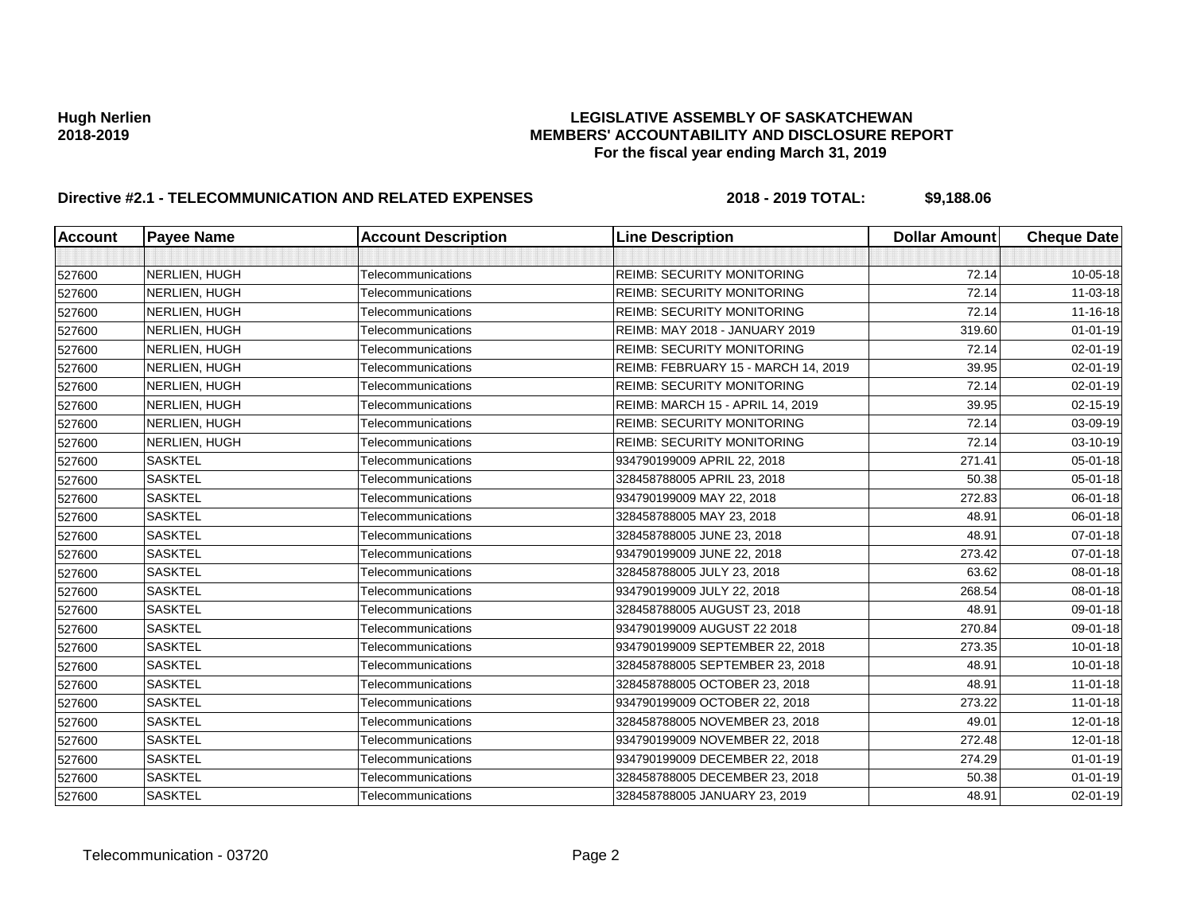**Hugh Nerlien**
**2018-2019**

**LEGISLATIVE ASSEMBLY OF SASKATCHEWAN**
**MEMBERS' ACCOUNTABILITY AND DISCLOSURE REPORT**
**For the fiscal year ending March 31, 2019**

**Directive #2.1 - TELECOMMUNICATION AND RELATED EXPENSES** **2018 - 2019 TOTAL: $9,188.06**

| Account | Payee Name | Account Description | Line Description | Dollar Amount | Cheque Date |
|---|---|---|---|---|---|
| | | | | | |
| 527600 | NERLIEN, HUGH | Telecommunications | REIMB: SECURITY MONITORING | 72.14 | 10-05-18 |
| 527600 | NERLIEN, HUGH | Telecommunications | REIMB: SECURITY MONITORING | 72.14 | 11-03-18 |
| 527600 | NERLIEN, HUGH | Telecommunications | REIMB: SECURITY MONITORING | 72.14 | 11-16-18 |
| 527600 | NERLIEN, HUGH | Telecommunications | REIMB: MAY 2018 - JANUARY 2019 | 319.60 | 01-01-19 |
| 527600 | NERLIEN, HUGH | Telecommunications | REIMB: SECURITY MONITORING | 72.14 | 02-01-19 |
| 527600 | NERLIEN, HUGH | Telecommunications | REIMB: FEBRUARY 15 - MARCH 14, 2019 | 39.95 | 02-01-19 |
| 527600 | NERLIEN, HUGH | Telecommunications | REIMB: SECURITY MONITORING | 72.14 | 02-01-19 |
| 527600 | NERLIEN, HUGH | Telecommunications | REIMB: MARCH 15 - APRIL 14, 2019 | 39.95 | 02-15-19 |
| 527600 | NERLIEN, HUGH | Telecommunications | REIMB: SECURITY MONITORING | 72.14 | 03-09-19 |
| 527600 | NERLIEN, HUGH | Telecommunications | REIMB: SECURITY MONITORING | 72.14 | 03-10-19 |
| 527600 | SASKTEL | Telecommunications | 934790199009 APRIL 22, 2018 | 271.41 | 05-01-18 |
| 527600 | SASKTEL | Telecommunications | 328458788005 APRIL 23, 2018 | 50.38 | 05-01-18 |
| 527600 | SASKTEL | Telecommunications | 934790199009 MAY 22, 2018 | 272.83 | 06-01-18 |
| 527600 | SASKTEL | Telecommunications | 328458788005 MAY 23, 2018 | 48.91 | 06-01-18 |
| 527600 | SASKTEL | Telecommunications | 328458788005 JUNE 23, 2018 | 48.91 | 07-01-18 |
| 527600 | SASKTEL | Telecommunications | 934790199009 JUNE 22, 2018 | 273.42 | 07-01-18 |
| 527600 | SASKTEL | Telecommunications | 328458788005 JULY 23, 2018 | 63.62 | 08-01-18 |
| 527600 | SASKTEL | Telecommunications | 934790199009 JULY 22, 2018 | 268.54 | 08-01-18 |
| 527600 | SASKTEL | Telecommunications | 328458788005 AUGUST 23, 2018 | 48.91 | 09-01-18 |
| 527600 | SASKTEL | Telecommunications | 934790199009 AUGUST 22 2018 | 270.84 | 09-01-18 |
| 527600 | SASKTEL | Telecommunications | 934790199009 SEPTEMBER 22, 2018 | 273.35 | 10-01-18 |
| 527600 | SASKTEL | Telecommunications | 328458788005 SEPTEMBER 23, 2018 | 48.91 | 10-01-18 |
| 527600 | SASKTEL | Telecommunications | 328458788005 OCTOBER 23, 2018 | 48.91 | 11-01-18 |
| 527600 | SASKTEL | Telecommunications | 934790199009 OCTOBER 22, 2018 | 273.22 | 11-01-18 |
| 527600 | SASKTEL | Telecommunications | 328458788005 NOVEMBER 23, 2018 | 49.01 | 12-01-18 |
| 527600 | SASKTEL | Telecommunications | 934790199009 NOVEMBER 22, 2018 | 272.48 | 12-01-18 |
| 527600 | SASKTEL | Telecommunications | 934790199009 DECEMBER 22, 2018 | 274.29 | 01-01-19 |
| 527600 | SASKTEL | Telecommunications | 328458788005 DECEMBER 23, 2018 | 50.38 | 01-01-19 |
| 527600 | SASKTEL | Telecommunications | 328458788005 JANUARY 23, 2019 | 48.91 | 02-01-19 |

Telecommunication - 03720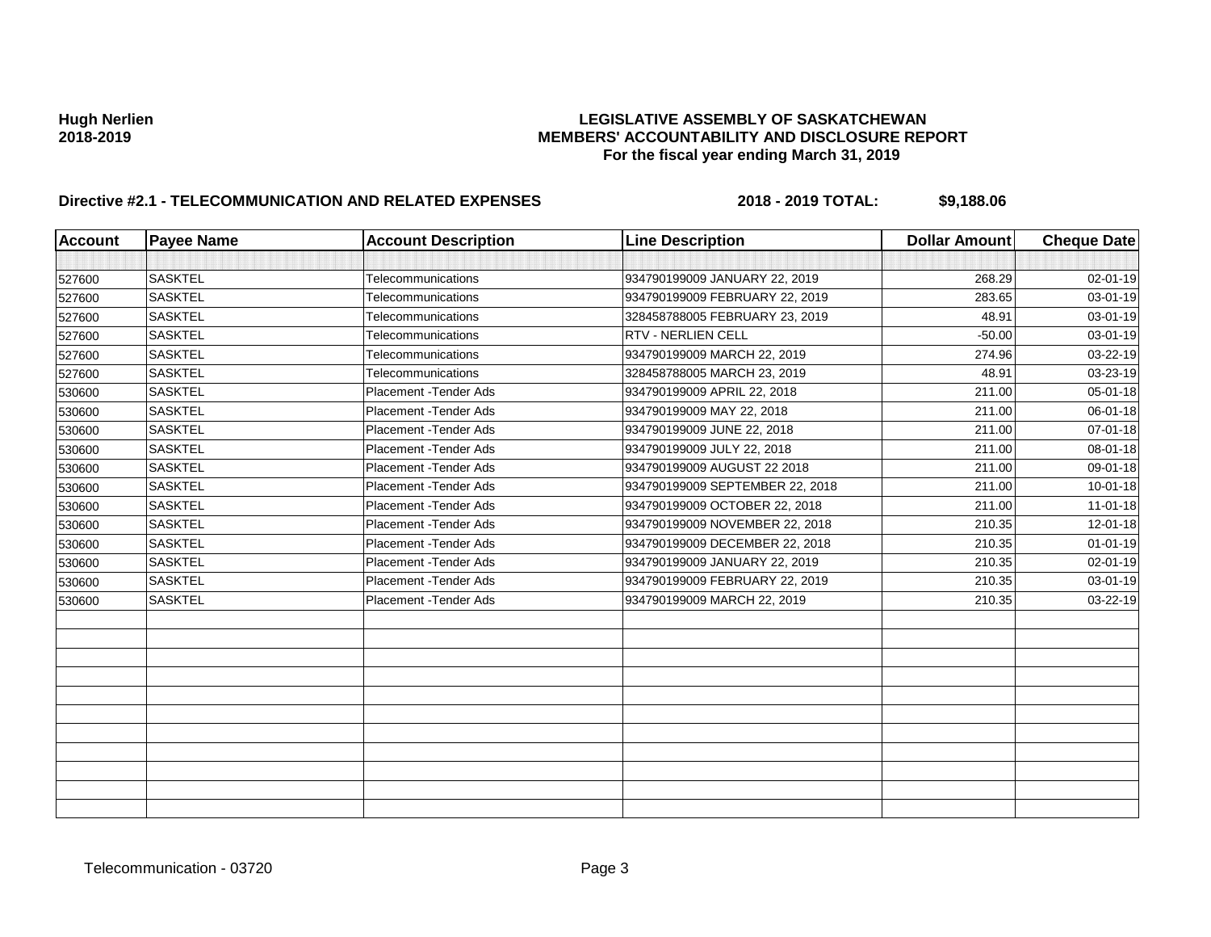**Hugh Nerlien**
**2018-2019**

**LEGISLATIVE ASSEMBLY OF SASKATCHEWAN**
**MEMBERS' ACCOUNTABILITY AND DISCLOSURE REPORT**
**For the fiscal year ending March 31, 2019**

**Directive #2.1 - TELECOMMUNICATION AND RELATED EXPENSES** **2018 - 2019 TOTAL: $9,188.06**

| Account | Payee Name | Account Description | Line Description | Dollar Amount | Cheque Date |
|---|---|---|---|---|---|
| | | | | | |
| 527600 | SASKTEL | Telecommunications | 934790199009 JANUARY 22, 2019 | 268.29 | 02-01-19 |
| 527600 | SASKTEL | Telecommunications | 934790199009 FEBRUARY 22, 2019 | 283.65 | 03-01-19 |
| 527600 | SASKTEL | Telecommunications | 328458788005 FEBRUARY 23, 2019 | 48.91 | 03-01-19 |
| 527600 | SASKTEL | Telecommunications | RTV - NERLIEN CELL | -50.00 | 03-01-19 |
| 527600 | SASKTEL | Telecommunications | 934790199009 MARCH 22, 2019 | 274.96 | 03-22-19 |
| 527600 | SASKTEL | Telecommunications | 328458788005 MARCH 23, 2019 | 48.91 | 03-23-19 |
| 530600 | SASKTEL | Placement -Tender Ads | 934790199009 APRIL 22, 2018 | 211.00 | 05-01-18 |
| 530600 | SASKTEL | Placement -Tender Ads | 934790199009 MAY 22, 2018 | 211.00 | 06-01-18 |
| 530600 | SASKTEL | Placement -Tender Ads | 934790199009 JUNE 22, 2018 | 211.00 | 07-01-18 |
| 530600 | SASKTEL | Placement -Tender Ads | 934790199009 JULY 22, 2018 | 211.00 | 08-01-18 |
| 530600 | SASKTEL | Placement -Tender Ads | 934790199009 AUGUST 22 2018 | 211.00 | 09-01-18 |
| 530600 | SASKTEL | Placement -Tender Ads | 934790199009 SEPTEMBER 22, 2018 | 211.00 | 10-01-18 |
| 530600 | SASKTEL | Placement -Tender Ads | 934790199009 OCTOBER 22, 2018 | 211.00 | 11-01-18 |
| 530600 | SASKTEL | Placement -Tender Ads | 934790199009 NOVEMBER 22, 2018 | 210.35 | 12-01-18 |
| 530600 | SASKTEL | Placement -Tender Ads | 934790199009 DECEMBER 22, 2018 | 210.35 | 01-01-19 |
| 530600 | SASKTEL | Placement -Tender Ads | 934790199009 JANUARY 22, 2019 | 210.35 | 02-01-19 |
| 530600 | SASKTEL | Placement -Tender Ads | 934790199009 FEBRUARY 22, 2019 | 210.35 | 03-01-19 |
| 530600 | SASKTEL | Placement -Tender Ads | 934790199009 MARCH 22, 2019 | 210.35 | 03-22-19 |

Telecommunication - 03720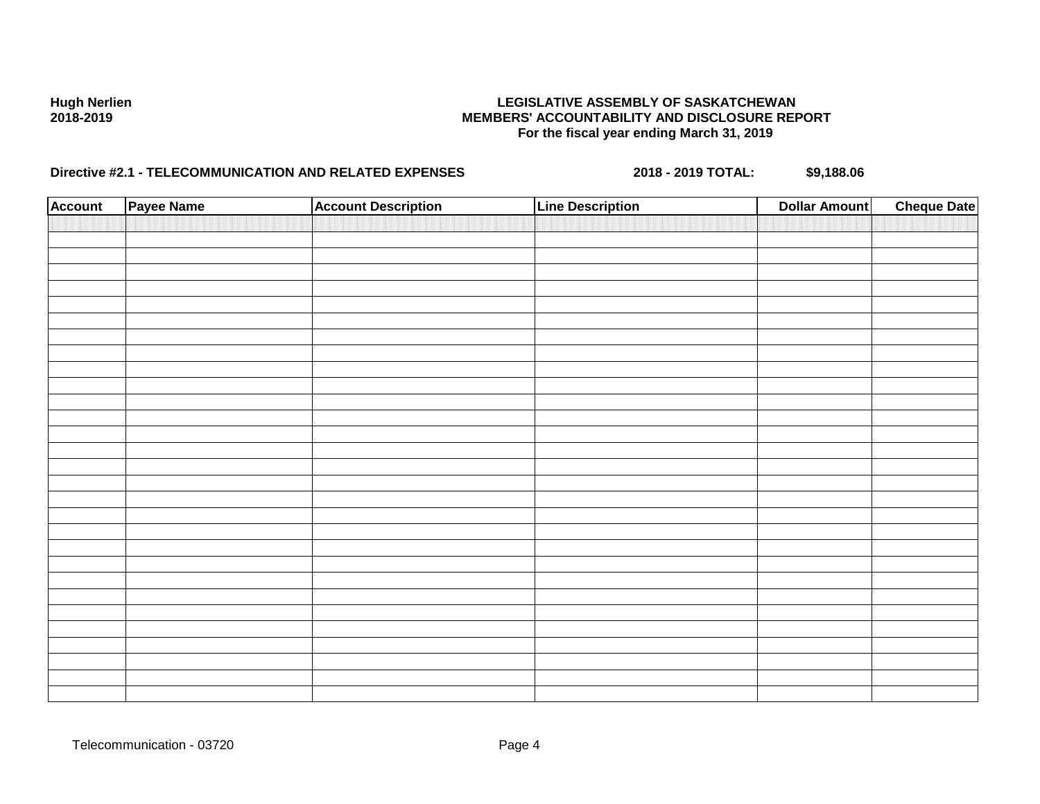**Hugh Nerlien**
**2018-2019**

**LEGISLATIVE ASSEMBLY OF SASKATCHEWAN**
**MEMBERS' ACCOUNTABILITY AND DISCLOSURE REPORT**
**For the fiscal year ending March 31, 2019**

**Directive #2.1 - TELECOMMUNICATION AND RELATED EXPENSES** **2018 - 2019 TOTAL:** **$9,188.06**

| Account | Payee Name | Account Description | Line Description | Dollar Amount | Cheque Date |
|---|---|---|---|---|---|
| | | | | | |

Telecommunication - 03720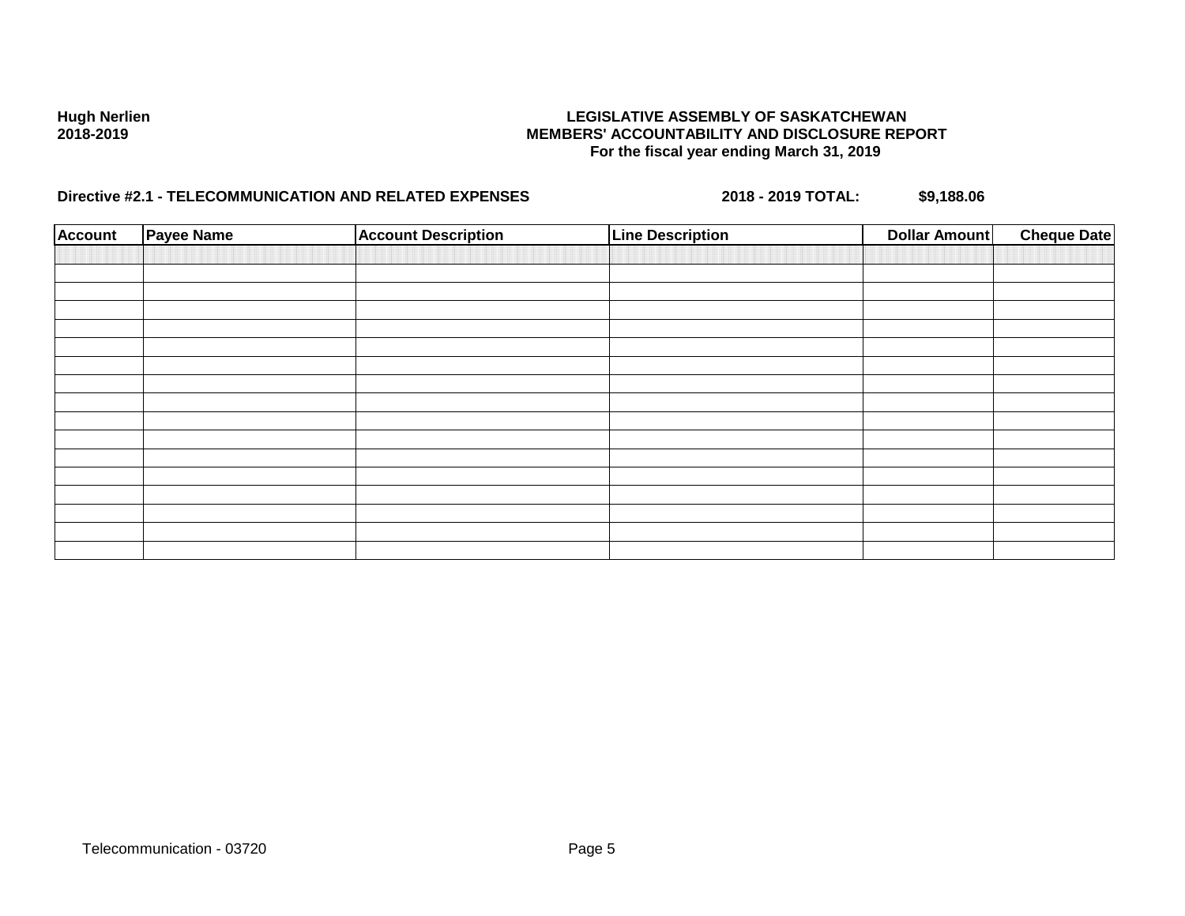**Hugh Nerlien**
**2018-2019**

**LEGISLATIVE ASSEMBLY OF SASKATCHEWAN**
**MEMBERS' ACCOUNTABILITY AND DISCLOSURE REPORT**
**For the fiscal year ending March 31, 2019**

**Directive #2.1 - TELECOMMUNICATION AND RELATED EXPENSES** **2018 - 2019 TOTAL:** **$9,188.06**

| Account | Payee Name | Account Description | Line Description | Dollar Amount | Cheque Date |
|---|---|---|---|---|---|
| | | | | | |
| | | | | | |
| | | | | | |
| | | | | | |
| | | | | | |
| | | | | | |
| | | | | | |
| | | | | | |
| | | | | | |
| | | | | | |
| | | | | | |
| | | | | | |
| | | | | | |
| | | | | | |
| | | | | | |
| | | | | | |

Telecommunication - 03720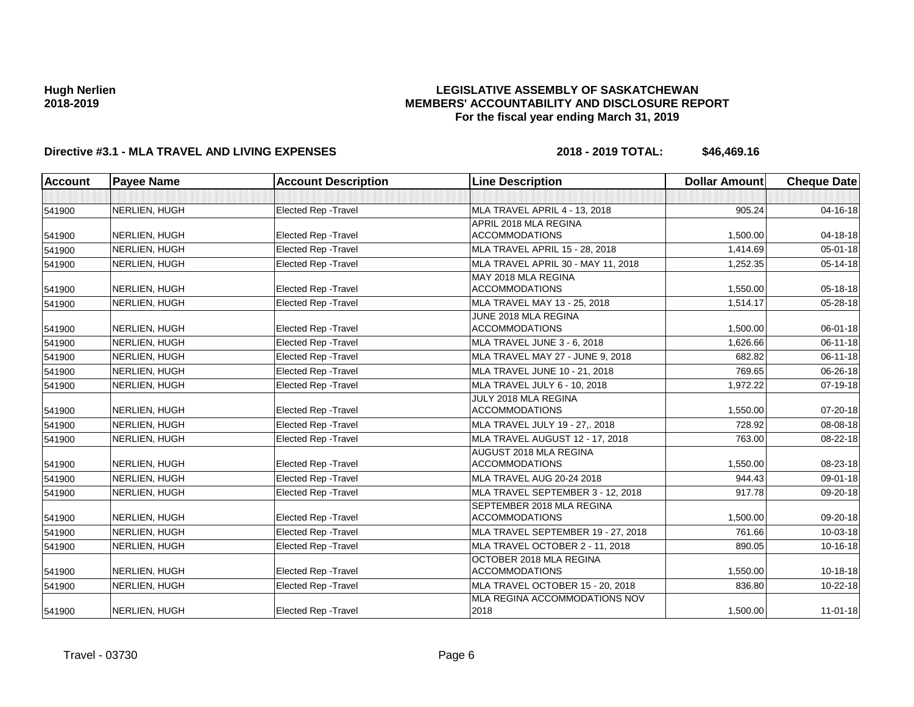**Hugh Nerlien**
**2018-2019**

# LEGISLATIVE ASSEMBLY OF SASKATCHEWAN
## MEMBERS' ACCOUNTABILITY AND DISCLOSURE REPORT
### For the fiscal year ending March 31, 2019

**Directive #3.1 - MLA TRAVEL AND LIVING EXPENSES** **2018 - 2019 TOTAL: $46,469.16**

| Account | Payee Name | Account Description | Line Description | Dollar Amount | Cheque Date |
|---|---|---|---|---|---|
| | | | | | |
| 541900 | NERLIEN, HUGH | Elected Rep -Travel | MLA TRAVEL APRIL 4 - 13, 2018 | 905.24 | 04-16-18 |
| 541900 | NERLIEN, HUGH | Elected Rep -Travel | APRIL 2018 MLA REGINA ACCOMMODATIONS | 1,500.00 | 04-18-18 |
| 541900 | NERLIEN, HUGH | Elected Rep -Travel | MLA TRAVEL APRIL 15 - 28, 2018 | 1,414.69 | 05-01-18 |
| 541900 | NERLIEN, HUGH | Elected Rep -Travel | MLA TRAVEL APRIL 30 - MAY 11, 2018 | 1,252.35 | 05-14-18 |
| 541900 | NERLIEN, HUGH | Elected Rep -Travel | MAY 2018 MLA REGINA ACCOMMODATIONS | 1,550.00 | 05-18-18 |
| 541900 | NERLIEN, HUGH | Elected Rep -Travel | MLA TRAVEL MAY 13 - 25, 2018 | 1,514.17 | 05-28-18 |
| 541900 | NERLIEN, HUGH | Elected Rep -Travel | JUNE 2018 MLA REGINA ACCOMMODATIONS | 1,500.00 | 06-01-18 |
| 541900 | NERLIEN, HUGH | Elected Rep -Travel | MLA TRAVEL JUNE 3 - 6, 2018 | 1,626.66 | 06-11-18 |
| 541900 | NERLIEN, HUGH | Elected Rep -Travel | MLA TRAVEL MAY 27 - JUNE 9, 2018 | 682.82 | 06-11-18 |
| 541900 | NERLIEN, HUGH | Elected Rep -Travel | MLA TRAVEL JUNE 10 - 21, 2018 | 769.65 | 06-26-18 |
| 541900 | NERLIEN, HUGH | Elected Rep -Travel | MLA TRAVEL JULY 6 - 10, 2018 | 1,972.22 | 07-19-18 |
| 541900 | NERLIEN, HUGH | Elected Rep -Travel | JULY 2018 MLA REGINA ACCOMMODATIONS | 1,550.00 | 07-20-18 |
| 541900 | NERLIEN, HUGH | Elected Rep -Travel | MLA TRAVEL JULY 19 - 27,. 2018 | 728.92 | 08-08-18 |
| 541900 | NERLIEN, HUGH | Elected Rep -Travel | MLA TRAVEL AUGUST 12 - 17, 2018 | 763.00 | 08-22-18 |
| 541900 | NERLIEN, HUGH | Elected Rep -Travel | AUGUST 2018 MLA REGINA ACCOMMODATIONS | 1,550.00 | 08-23-18 |
| 541900 | NERLIEN, HUGH | Elected Rep -Travel | MLA TRAVEL AUG 20-24 2018 | 944.43 | 09-01-18 |
| 541900 | NERLIEN, HUGH | Elected Rep -Travel | MLA TRAVEL SEPTEMBER 3 - 12, 2018 | 917.78 | 09-20-18 |
| 541900 | NERLIEN, HUGH | Elected Rep -Travel | SEPTEMBER 2018 MLA REGINA ACCOMMODATIONS | 1,500.00 | 09-20-18 |
| 541900 | NERLIEN, HUGH | Elected Rep -Travel | MLA TRAVEL SEPTEMBER 19 - 27, 2018 | 761.66 | 10-03-18 |
| 541900 | NERLIEN, HUGH | Elected Rep -Travel | MLA TRAVEL OCTOBER 2 - 11, 2018 | 890.05 | 10-16-18 |
| 541900 | NERLIEN, HUGH | Elected Rep -Travel | OCTOBER 2018 MLA REGINA ACCOMMODATIONS | 1,550.00 | 10-18-18 |
| 541900 | NERLIEN, HUGH | Elected Rep -Travel | MLA TRAVEL OCTOBER 15 - 20, 2018 | 836.80 | 10-22-18 |
| 541900 | NERLIEN, HUGH | Elected Rep -Travel | MLA REGINA ACCOMMODATIONS NOV 2018 | 1,500.00 | 11-01-18 |

Travel - 03730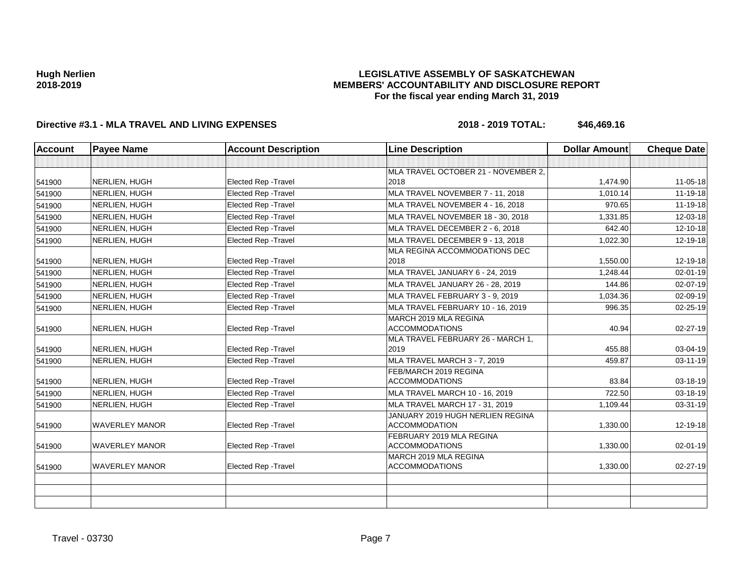**Hugh Nerlien**
**2018-2019**

# LEGISLATIVE ASSEMBLY OF SASKATCHEWAN
## MEMBERS' ACCOUNTABILITY AND DISCLOSURE REPORT
### For the fiscal year ending March 31, 2019

**Directive #3.1 - MLA TRAVEL AND LIVING EXPENSES** **2018 - 2019 TOTAL: $46,469.16**

| Account | Payee Name | Account Description | Line Description | Dollar Amount | Cheque Date |
|---|---|---|---|---|---|
| | | | | | |
| 541900 | NERLIEN, HUGH | Elected Rep -Travel | MLA TRAVEL OCTOBER 21 - NOVEMBER 2, 2018 | 1,474.90 | 11-05-18 |
| 541900 | NERLIEN, HUGH | Elected Rep -Travel | MLA TRAVEL NOVEMBER 7 - 11, 2018 | 1,010.14 | 11-19-18 |
| 541900 | NERLIEN, HUGH | Elected Rep -Travel | MLA TRAVEL NOVEMBER 4 - 16, 2018 | 970.65 | 11-19-18 |
| 541900 | NERLIEN, HUGH | Elected Rep -Travel | MLA TRAVEL NOVEMBER 18 - 30, 2018 | 1,331.85 | 12-03-18 |
| 541900 | NERLIEN, HUGH | Elected Rep -Travel | MLA TRAVEL DECEMBER 2 - 6, 2018 | 642.40 | 12-10-18 |
| 541900 | NERLIEN, HUGH | Elected Rep -Travel | MLA TRAVEL DECEMBER 9 - 13, 2018 | 1,022.30 | 12-19-18 |
| 541900 | NERLIEN, HUGH | Elected Rep -Travel | MLA REGINA ACCOMMODATIONS DEC 2018 | 1,550.00 | 12-19-18 |
| 541900 | NERLIEN, HUGH | Elected Rep -Travel | MLA TRAVEL JANUARY 6 - 24, 2019 | 1,248.44 | 02-01-19 |
| 541900 | NERLIEN, HUGH | Elected Rep -Travel | MLA TRAVEL JANUARY 26 - 28, 2019 | 144.86 | 02-07-19 |
| 541900 | NERLIEN, HUGH | Elected Rep -Travel | MLA TRAVEL FEBRUARY 3 - 9, 2019 | 1,034.36 | 02-09-19 |
| 541900 | NERLIEN, HUGH | Elected Rep -Travel | MLA TRAVEL FEBRUARY 10 - 16, 2019 | 996.35 | 02-25-19 |
| 541900 | NERLIEN, HUGH | Elected Rep -Travel | MARCH 2019 MLA REGINA ACCOMMODATIONS | 40.94 | 02-27-19 |
| 541900 | NERLIEN, HUGH | Elected Rep -Travel | MLA TRAVEL FEBRUARY 26 - MARCH 1, 2019 | 455.88 | 03-04-19 |
| 541900 | NERLIEN, HUGH | Elected Rep -Travel | MLA TRAVEL MARCH 3 - 7, 2019 | 459.87 | 03-11-19 |
| 541900 | NERLIEN, HUGH | Elected Rep -Travel | FEB/MARCH 2019 REGINA ACCOMMODATIONS | 83.84 | 03-18-19 |
| 541900 | NERLIEN, HUGH | Elected Rep -Travel | MLA TRAVEL MARCH 10 - 16, 2019 | 722.50 | 03-18-19 |
| 541900 | NERLIEN, HUGH | Elected Rep -Travel | MLA TRAVEL MARCH 17 - 31, 2019 | 1,109.44 | 03-31-19 |
| 541900 | WAVERLEY MANOR | Elected Rep -Travel | JANUARY 2019 HUGH NERLIEN REGINA ACCOMMODATION | 1,330.00 | 12-19-18 |
| 541900 | WAVERLEY MANOR | Elected Rep -Travel | FEBRUARY 2019 MLA REGINA ACCOMMODATIONS | 1,330.00 | 02-01-19 |
| 541900 | WAVERLEY MANOR | Elected Rep -Travel | MARCH 2019 MLA REGINA ACCOMMODATIONS | 1,330.00 | 02-27-19 |
| | | | | | |
| | | | | | |
| | | | | | |

Travel - 03730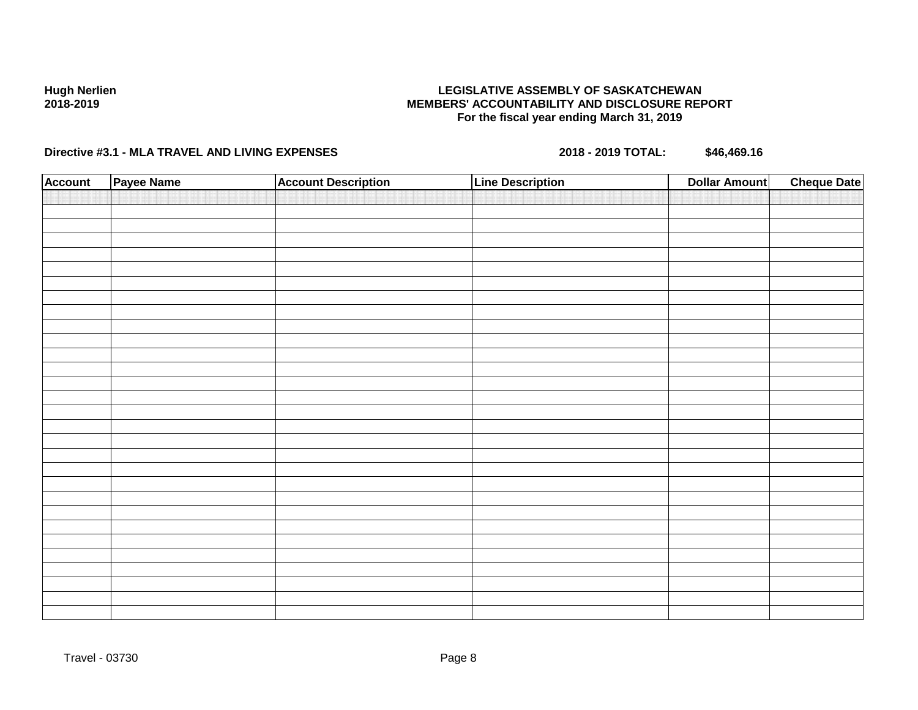**Hugh Nerlien**
**2018-2019**

**LEGISLATIVE ASSEMBLY OF SASKATCHEWAN**
**MEMBERS' ACCOUNTABILITY AND DISCLOSURE REPORT**
**For the fiscal year ending March 31, 2019**

**Directive #3.1 - MLA TRAVEL AND LIVING EXPENSES** **2018 - 2019 TOTAL: $46,469.16**

| Account | Payee Name | Account Description | Line Description | Dollar Amount | Cheque Date |
|---|---|---|---|---|---|
| | | | | | |

Travel - 03730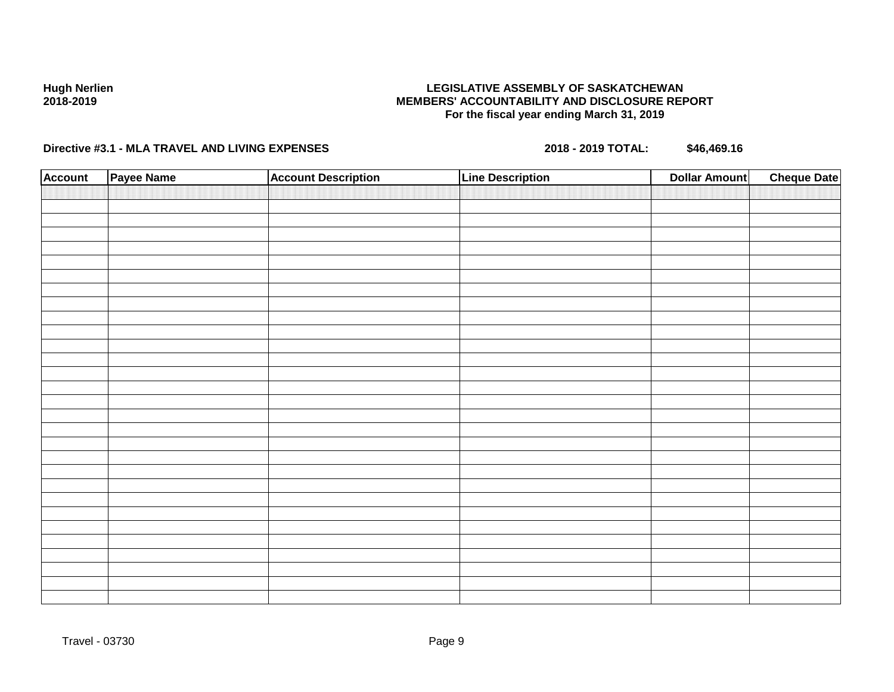**Hugh Nerlien**
**2018-2019**

**LEGISLATIVE ASSEMBLY OF SASKATCHEWAN**
**MEMBERS' ACCOUNTABILITY AND DISCLOSURE REPORT**
**For the fiscal year ending March 31, 2019**

**Directive #3.1 - MLA TRAVEL AND LIVING EXPENSES** **2018 - 2019 TOTAL: $46,469.16**

| Account | Payee Name | Account Description | Line Description | Dollar Amount | Cheque Date |
|---|---|---|---|---|---|
| | | | | | |

Travel - 03730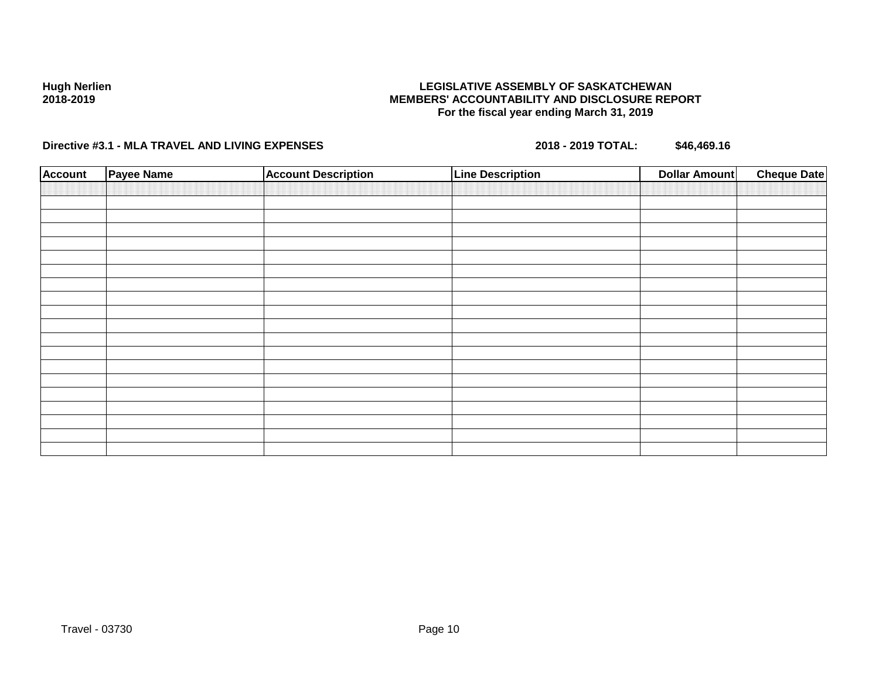**Hugh Nerlien**
**2018-2019**

**LEGISLATIVE ASSEMBLY OF SASKATCHEWAN**
**MEMBERS' ACCOUNTABILITY AND DISCLOSURE REPORT**
**For the fiscal year ending March 31, 2019**

**Directive #3.1 - MLA TRAVEL AND LIVING EXPENSES** **2018 - 2019 TOTAL: $46,469.16**

| Account | Payee Name | Account Description | Line Description | Dollar Amount | Cheque Date |
|---|---|---|---|---|---|
| | | | | | |
| | | | | | |
| | | | | | |
| | | | | | |
| | | | | | |
| | | | | | |
| | | | | | |
| | | | | | |
| | | | | | |
| | | | | | |
| | | | | | |
| | | | | | |
| | | | | | |
| | | | | | |
| | | | | | |
| | | | | | |
| | | | | | |
| | | | | | |
| | | | | | |
| | | | | | |

Travel - 03730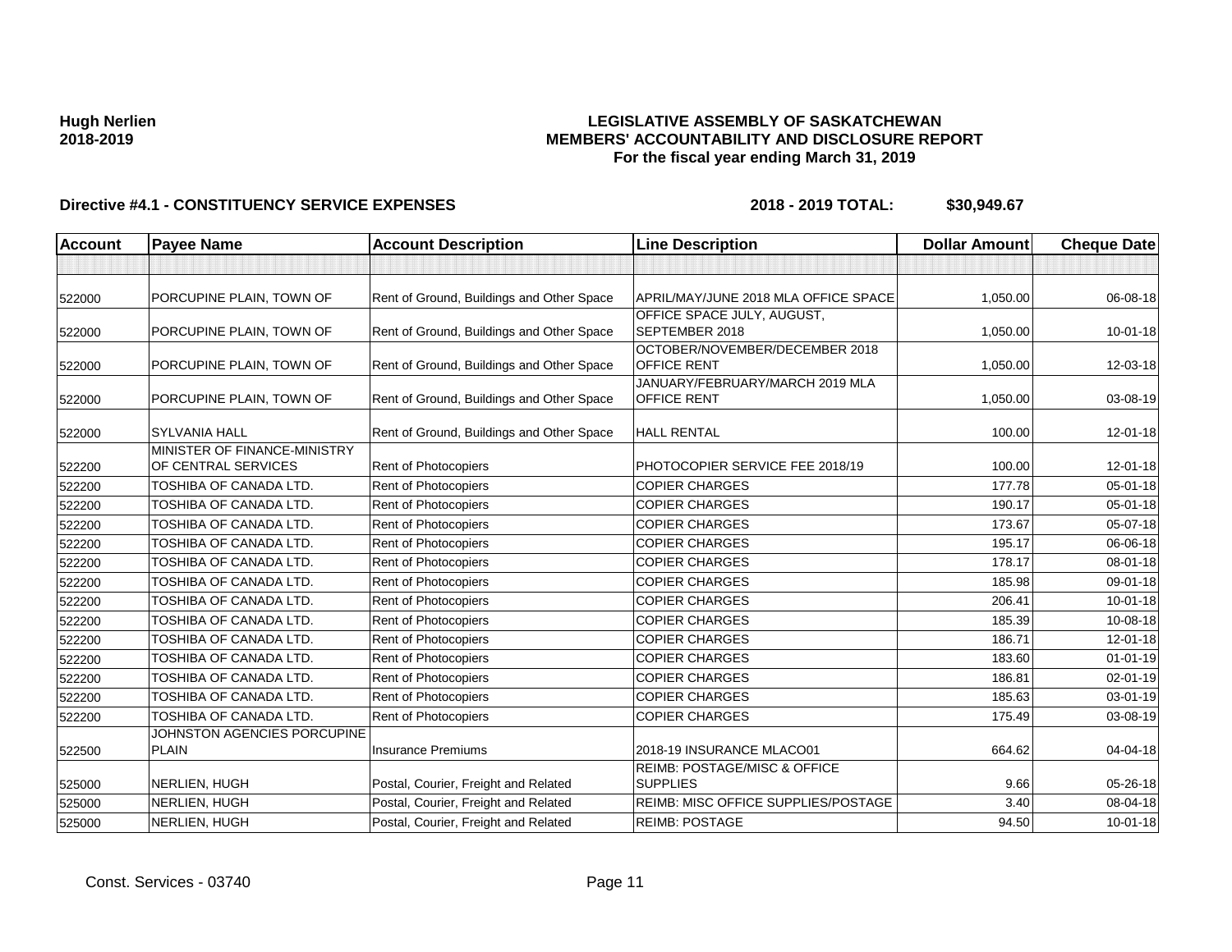**Hugh Nerlien**
**2018-2019**

# LEGISLATIVE ASSEMBLY OF SASKATCHEWAN
## MEMBERS' ACCOUNTABILITY AND DISCLOSURE REPORT
### For the fiscal year ending March 31, 2019

**Directive #4.1 - CONSTITUENCY SERVICE EXPENSES** **2018 - 2019 TOTAL: $30,949.67**

| Account | Payee Name | Account Description | Line Description | Dollar Amount | Cheque Date |
|---|---|---|---|---|---|
| | | | | | |
| 522000 | PORCUPINE PLAIN, TOWN OF | Rent of Ground, Buildings and Other Space | APRIL/MAY/JUNE 2018 MLA OFFICE SPACE | 1,050.00 | 06-08-18 |
| 522000 | PORCUPINE PLAIN, TOWN OF | Rent of Ground, Buildings and Other Space | OFFICE SPACE JULY, AUGUST, SEPTEMBER 2018 | 1,050.00 | 10-01-18 |
| 522000 | PORCUPINE PLAIN, TOWN OF | Rent of Ground, Buildings and Other Space | OCTOBER/NOVEMBER/DECEMBER 2018 OFFICE RENT | 1,050.00 | 12-03-18 |
| 522000 | PORCUPINE PLAIN, TOWN OF | Rent of Ground, Buildings and Other Space | JANUARY/FEBRUARY/MARCH 2019 MLA OFFICE RENT | 1,050.00 | 03-08-19 |
| 522000 | SYLVANIA HALL | Rent of Ground, Buildings and Other Space | HALL RENTAL | 100.00 | 12-01-18 |
| 522200 | MINISTER OF FINANCE-MINISTRY OF CENTRAL SERVICES | Rent of Photocopiers | PHOTOCOPIER SERVICE FEE 2018/19 | 100.00 | 12-01-18 |
| 522200 | TOSHIBA OF CANADA LTD. | Rent of Photocopiers | COPIER CHARGES | 177.78 | 05-01-18 |
| 522200 | TOSHIBA OF CANADA LTD. | Rent of Photocopiers | COPIER CHARGES | 190.17 | 05-01-18 |
| 522200 | TOSHIBA OF CANADA LTD. | Rent of Photocopiers | COPIER CHARGES | 173.67 | 05-07-18 |
| 522200 | TOSHIBA OF CANADA LTD. | Rent of Photocopiers | COPIER CHARGES | 195.17 | 06-06-18 |
| 522200 | TOSHIBA OF CANADA LTD. | Rent of Photocopiers | COPIER CHARGES | 178.17 | 08-01-18 |
| 522200 | TOSHIBA OF CANADA LTD. | Rent of Photocopiers | COPIER CHARGES | 185.98 | 09-01-18 |
| 522200 | TOSHIBA OF CANADA LTD. | Rent of Photocopiers | COPIER CHARGES | 206.41 | 10-01-18 |
| 522200 | TOSHIBA OF CANADA LTD. | Rent of Photocopiers | COPIER CHARGES | 185.39 | 10-08-18 |
| 522200 | TOSHIBA OF CANADA LTD. | Rent of Photocopiers | COPIER CHARGES | 186.71 | 12-01-18 |
| 522200 | TOSHIBA OF CANADA LTD. | Rent of Photocopiers | COPIER CHARGES | 183.60 | 01-01-19 |
| 522200 | TOSHIBA OF CANADA LTD. | Rent of Photocopiers | COPIER CHARGES | 186.81 | 02-01-19 |
| 522200 | TOSHIBA OF CANADA LTD. | Rent of Photocopiers | COPIER CHARGES | 185.63 | 03-01-19 |
| 522200 | TOSHIBA OF CANADA LTD. | Rent of Photocopiers | COPIER CHARGES | 175.49 | 03-08-19 |
| 522500 | JOHNSTON AGENCIES PORCUPINE PLAIN | Insurance Premiums | 2018-19 INSURANCE MLACO01 | 664.62 | 04-04-18 |
| 525000 | NERLIEN, HUGH | Postal, Courier, Freight and Related | REIMB: POSTAGE/MISC & OFFICE SUPPLIES | 9.66 | 05-26-18 |
| 525000 | NERLIEN, HUGH | Postal, Courier, Freight and Related | REIMB: MISC OFFICE SUPPLIES/POSTAGE | 3.40 | 08-04-18 |
| 525000 | NERLIEN, HUGH | Postal, Courier, Freight and Related | REIMB: POSTAGE | 94.50 | 10-01-18 |

Const. Services - 03740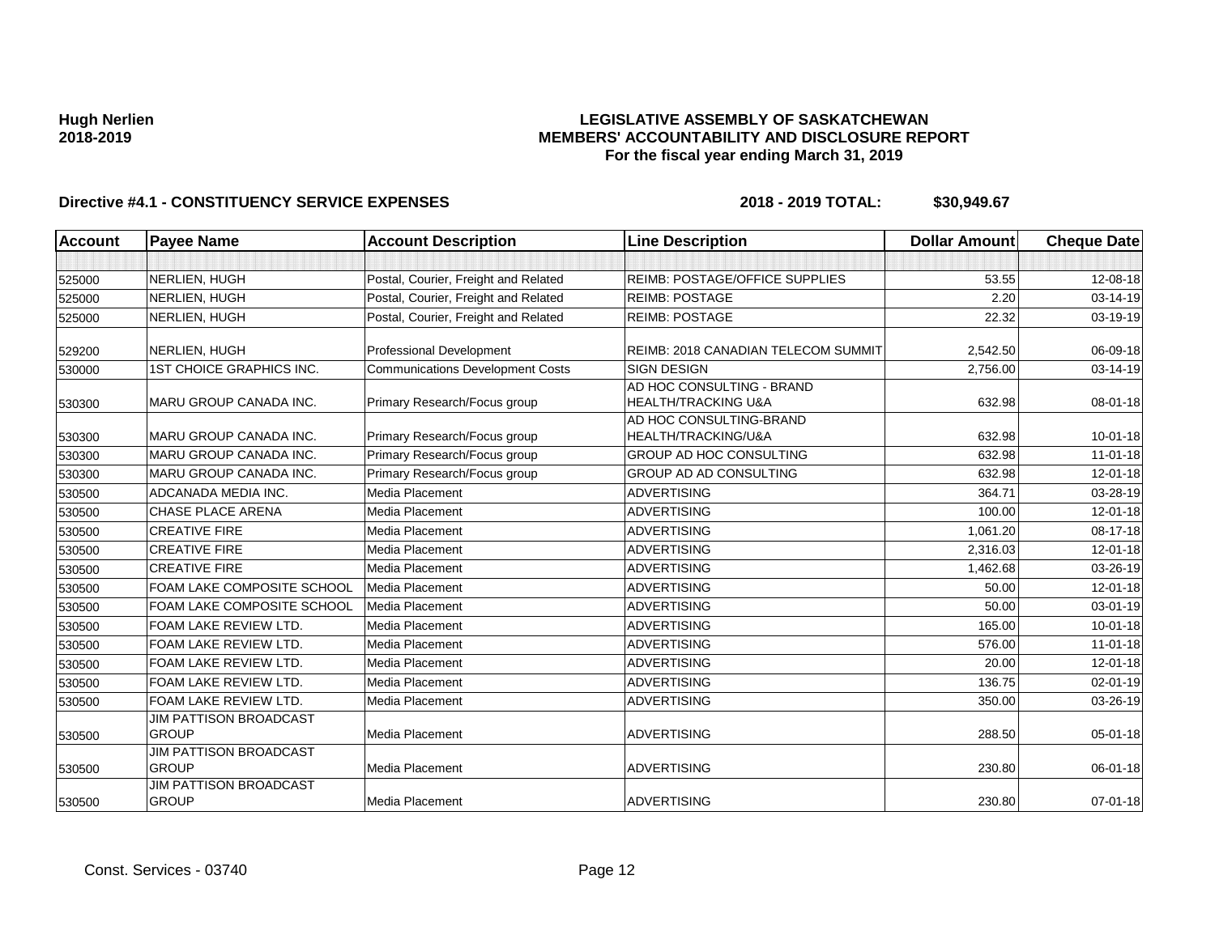**Hugh Nerlien**
**2018-2019**

**LEGISLATIVE ASSEMBLY OF SASKATCHEWAN**
**MEMBERS' ACCOUNTABILITY AND DISCLOSURE REPORT**
**For the fiscal year ending March 31, 2019**

**Directive #4.1 - CONSTITUENCY SERVICE EXPENSES** **2018 - 2019 TOTAL: $30,949.67**

| Account | Payee Name | Account Description | Line Description | Dollar Amount | Cheque Date |
|---|---|---|---|---|---|
| | | | | | |
| 525000 | NERLIEN, HUGH | Postal, Courier, Freight and Related | REIMB: POSTAGE/OFFICE SUPPLIES | 53.55 | 12-08-18 |
| 525000 | NERLIEN, HUGH | Postal, Courier, Freight and Related | REIMB: POSTAGE | 2.20 | 03-14-19 |
| 525000 | NERLIEN, HUGH | Postal, Courier, Freight and Related | REIMB: POSTAGE | 22.32 | 03-19-19 |
| 529200 | NERLIEN, HUGH | Professional Development | REIMB: 2018 CANADIAN TELECOM SUMMIT | 2,542.50 | 06-09-18 |
| 530000 | 1ST CHOICE GRAPHICS INC. | Communications Development Costs | SIGN DESIGN | 2,756.00 | 03-14-19 |
| 530300 | MARU GROUP CANADA INC. | Primary Research/Focus group | AD HOC CONSULTING - BRAND HEALTH/TRACKING U&A | 632.98 | 08-01-18 |
| 530300 | MARU GROUP CANADA INC. | Primary Research/Focus group | AD HOC CONSULTING-BRAND HEALTH/TRACKING/U&A | 632.98 | 10-01-18 |
| 530300 | MARU GROUP CANADA INC. | Primary Research/Focus group | GROUP AD HOC CONSULTING | 632.98 | 11-01-18 |
| 530300 | MARU GROUP CANADA INC. | Primary Research/Focus group | GROUP AD AD CONSULTING | 632.98 | 12-01-18 |
| 530500 | ADCANADA MEDIA INC. | Media Placement | ADVERTISING | 364.71 | 03-28-19 |
| 530500 | CHASE PLACE ARENA | Media Placement | ADVERTISING | 100.00 | 12-01-18 |
| 530500 | CREATIVE FIRE | Media Placement | ADVERTISING | 1,061.20 | 08-17-18 |
| 530500 | CREATIVE FIRE | Media Placement | ADVERTISING | 2,316.03 | 12-01-18 |
| 530500 | CREATIVE FIRE | Media Placement | ADVERTISING | 1,462.68 | 03-26-19 |
| 530500 | FOAM LAKE COMPOSITE SCHOOL | Media Placement | ADVERTISING | 50.00 | 12-01-18 |
| 530500 | FOAM LAKE COMPOSITE SCHOOL | Media Placement | ADVERTISING | 50.00 | 03-01-19 |
| 530500 | FOAM LAKE REVIEW LTD. | Media Placement | ADVERTISING | 165.00 | 10-01-18 |
| 530500 | FOAM LAKE REVIEW LTD. | Media Placement | ADVERTISING | 576.00 | 11-01-18 |
| 530500 | FOAM LAKE REVIEW LTD. | Media Placement | ADVERTISING | 20.00 | 12-01-18 |
| 530500 | FOAM LAKE REVIEW LTD. | Media Placement | ADVERTISING | 136.75 | 02-01-19 |
| 530500 | FOAM LAKE REVIEW LTD. | Media Placement | ADVERTISING | 350.00 | 03-26-19 |
| 530500 | JIM PATTISON BROADCAST GROUP | Media Placement | ADVERTISING | 288.50 | 05-01-18 |
| 530500 | JIM PATTISON BROADCAST GROUP | Media Placement | ADVERTISING | 230.80 | 06-01-18 |
| 530500 | JIM PATTISON BROADCAST GROUP | Media Placement | ADVERTISING | 230.80 | 07-01-18 |

Const. Services - 03740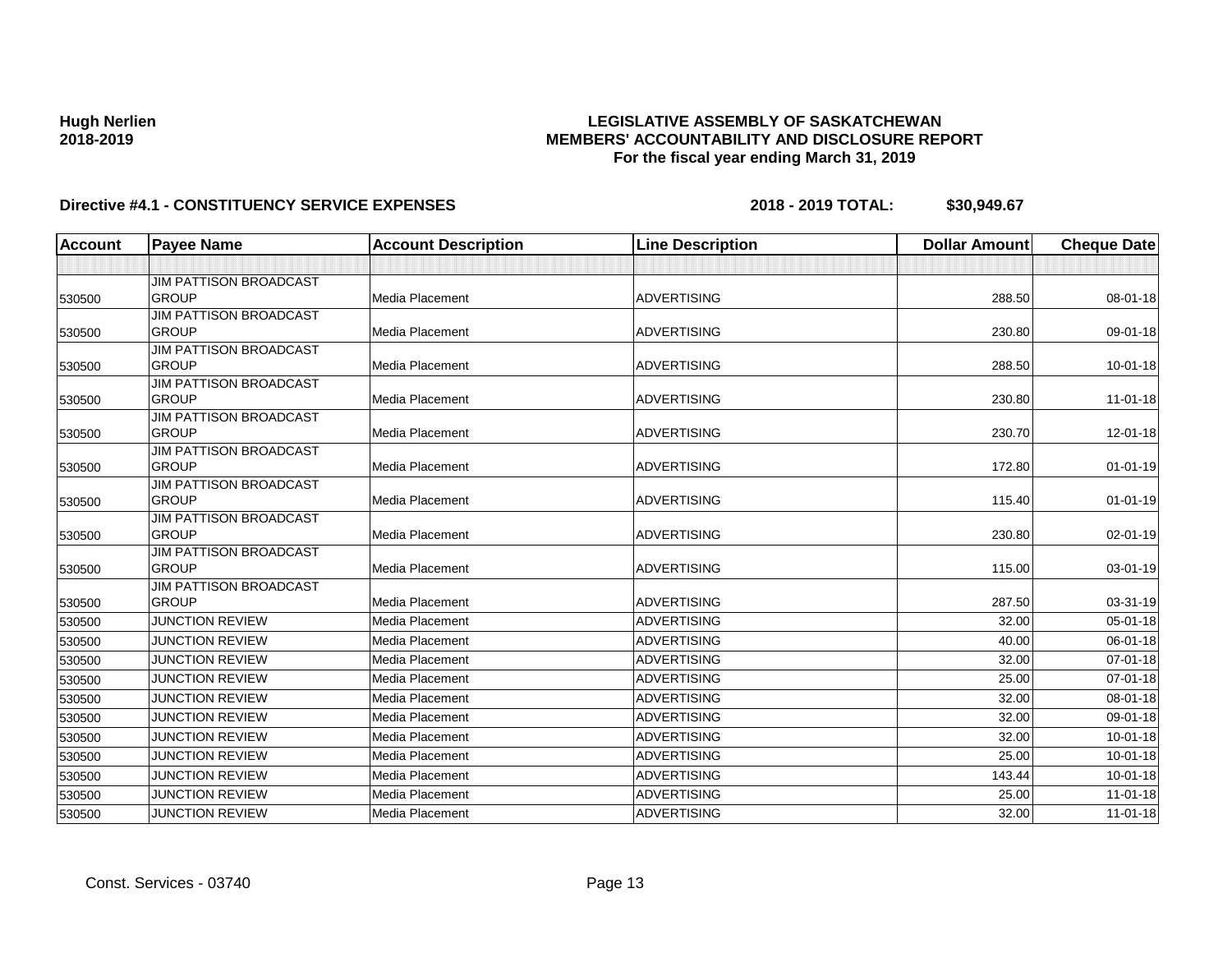**Hugh Nerlien**
**2018-2019**

**LEGISLATIVE ASSEMBLY OF SASKATCHEWAN**
**MEMBERS' ACCOUNTABILITY AND DISCLOSURE REPORT**
**For the fiscal year ending March 31, 2019**

**Directive #4.1 - CONSTITUENCY SERVICE EXPENSES** **2018 - 2019 TOTAL: $30,949.67**

| Account | Payee Name | Account Description | Line Description | Dollar Amount | Cheque Date |
|---|---|---|---|---|---|
| | | | | | |
| 530500 | JIM PATTISON BROADCAST GROUP | Media Placement | ADVERTISING | 288.50 | 08-01-18 |
| 530500 | JIM PATTISON BROADCAST GROUP | Media Placement | ADVERTISING | 230.80 | 09-01-18 |
| 530500 | JIM PATTISON BROADCAST GROUP | Media Placement | ADVERTISING | 288.50 | 10-01-18 |
| 530500 | JIM PATTISON BROADCAST GROUP | Media Placement | ADVERTISING | 230.80 | 11-01-18 |
| 530500 | JIM PATTISON BROADCAST GROUP | Media Placement | ADVERTISING | 230.70 | 12-01-18 |
| 530500 | JIM PATTISON BROADCAST GROUP | Media Placement | ADVERTISING | 172.80 | 01-01-19 |
| 530500 | JIM PATTISON BROADCAST GROUP | Media Placement | ADVERTISING | 115.40 | 01-01-19 |
| 530500 | JIM PATTISON BROADCAST GROUP | Media Placement | ADVERTISING | 230.80 | 02-01-19 |
| 530500 | JIM PATTISON BROADCAST GROUP | Media Placement | ADVERTISING | 115.00 | 03-01-19 |
| 530500 | JIM PATTISON BROADCAST GROUP | Media Placement | ADVERTISING | 287.50 | 03-31-19 |
| 530500 | JUNCTION REVIEW | Media Placement | ADVERTISING | 32.00 | 05-01-18 |
| 530500 | JUNCTION REVIEW | Media Placement | ADVERTISING | 40.00 | 06-01-18 |
| 530500 | JUNCTION REVIEW | Media Placement | ADVERTISING | 32.00 | 07-01-18 |
| 530500 | JUNCTION REVIEW | Media Placement | ADVERTISING | 25.00 | 07-01-18 |
| 530500 | JUNCTION REVIEW | Media Placement | ADVERTISING | 32.00 | 08-01-18 |
| 530500 | JUNCTION REVIEW | Media Placement | ADVERTISING | 32.00 | 09-01-18 |
| 530500 | JUNCTION REVIEW | Media Placement | ADVERTISING | 32.00 | 10-01-18 |
| 530500 | JUNCTION REVIEW | Media Placement | ADVERTISING | 25.00 | 10-01-18 |
| 530500 | JUNCTION REVIEW | Media Placement | ADVERTISING | 143.44 | 10-01-18 |
| 530500 | JUNCTION REVIEW | Media Placement | ADVERTISING | 25.00 | 11-01-18 |
| 530500 | JUNCTION REVIEW | Media Placement | ADVERTISING | 32.00 | 11-01-18 |

Const. Services - 03740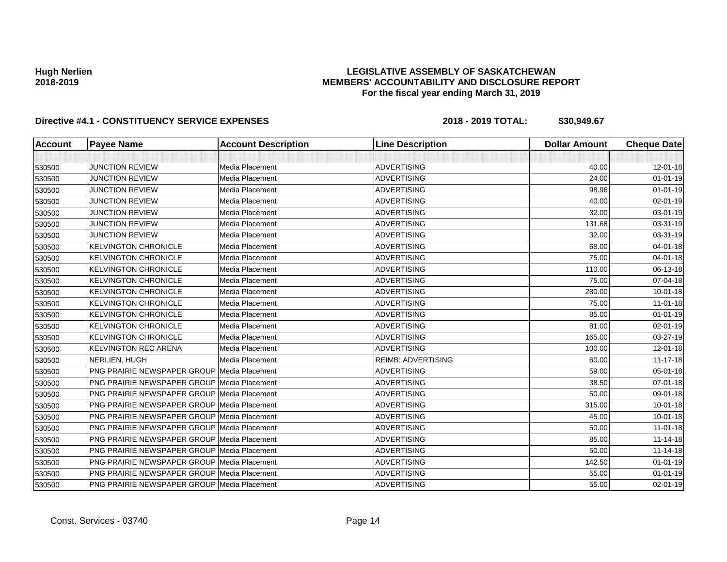**Hugh Nerlien**
**2018-2019**

**LEGISLATIVE ASSEMBLY OF SASKATCHEWAN**
**MEMBERS' ACCOUNTABILITY AND DISCLOSURE REPORT**
**For the fiscal year ending March 31, 2019**

**Directive #4.1 - CONSTITUENCY SERVICE EXPENSES** **2018 - 2019 TOTAL: $30,949.67**

| Account | Payee Name | Account Description | Line Description | Dollar Amount | Cheque Date |
|---|---|---|---|---|---|
| | | | | | |
| 530500 | JUNCTION REVIEW | Media Placement | ADVERTISING | 40.00 | 12-01-18 |
| 530500 | JUNCTION REVIEW | Media Placement | ADVERTISING | 24.00 | 01-01-19 |
| 530500 | JUNCTION REVIEW | Media Placement | ADVERTISING | 98.96 | 01-01-19 |
| 530500 | JUNCTION REVIEW | Media Placement | ADVERTISING | 40.00 | 02-01-19 |
| 530500 | JUNCTION REVIEW | Media Placement | ADVERTISING | 32.00 | 03-01-19 |
| 530500 | JUNCTION REVIEW | Media Placement | ADVERTISING | 131.68 | 03-31-19 |
| 530500 | JUNCTION REVIEW | Media Placement | ADVERTISING | 32.00 | 03-31-19 |
| 530500 | KELVINGTON CHRONICLE | Media Placement | ADVERTISING | 68.00 | 04-01-18 |
| 530500 | KELVINGTON CHRONICLE | Media Placement | ADVERTISING | 75.00 | 04-01-18 |
| 530500 | KELVINGTON CHRONICLE | Media Placement | ADVERTISING | 110.00 | 06-13-18 |
| 530500 | KELVINGTON CHRONICLE | Media Placement | ADVERTISING | 75.00 | 07-04-18 |
| 530500 | KELVINGTON CHRONICLE | Media Placement | ADVERTISING | 280.00 | 10-01-18 |
| 530500 | KELVINGTON CHRONICLE | Media Placement | ADVERTISING | 75.00 | 11-01-18 |
| 530500 | KELVINGTON CHRONICLE | Media Placement | ADVERTISING | 85.00 | 01-01-19 |
| 530500 | KELVINGTON CHRONICLE | Media Placement | ADVERTISING | 81.00 | 02-01-19 |
| 530500 | KELVINGTON CHRONICLE | Media Placement | ADVERTISING | 165.00 | 03-27-19 |
| 530500 | KELVINGTON REC ARENA | Media Placement | ADVERTISING | 100.00 | 12-01-18 |
| 530500 | NERLIEN, HUGH | Media Placement | REIMB: ADVERTISING | 60.00 | 11-17-18 |
| 530500 | PNG PRAIRIE NEWSPAPER GROUP | Media Placement | ADVERTISING | 59.00 | 05-01-18 |
| 530500 | PNG PRAIRIE NEWSPAPER GROUP | Media Placement | ADVERTISING | 38.50 | 07-01-18 |
| 530500 | PNG PRAIRIE NEWSPAPER GROUP | Media Placement | ADVERTISING | 50.00 | 09-01-18 |
| 530500 | PNG PRAIRIE NEWSPAPER GROUP | Media Placement | ADVERTISING | 315.00 | 10-01-18 |
| 530500 | PNG PRAIRIE NEWSPAPER GROUP | Media Placement | ADVERTISING | 45.00 | 10-01-18 |
| 530500 | PNG PRAIRIE NEWSPAPER GROUP | Media Placement | ADVERTISING | 50.00 | 11-01-18 |
| 530500 | PNG PRAIRIE NEWSPAPER GROUP | Media Placement | ADVERTISING | 85.00 | 11-14-18 |
| 530500 | PNG PRAIRIE NEWSPAPER GROUP | Media Placement | ADVERTISING | 50.00 | 11-14-18 |
| 530500 | PNG PRAIRIE NEWSPAPER GROUP | Media Placement | ADVERTISING | 142.50 | 01-01-19 |
| 530500 | PNG PRAIRIE NEWSPAPER GROUP | Media Placement | ADVERTISING | 55.00 | 01-01-19 |
| 530500 | PNG PRAIRIE NEWSPAPER GROUP | Media Placement | ADVERTISING | 55.00 | 02-01-19 |

Const. Services - 03740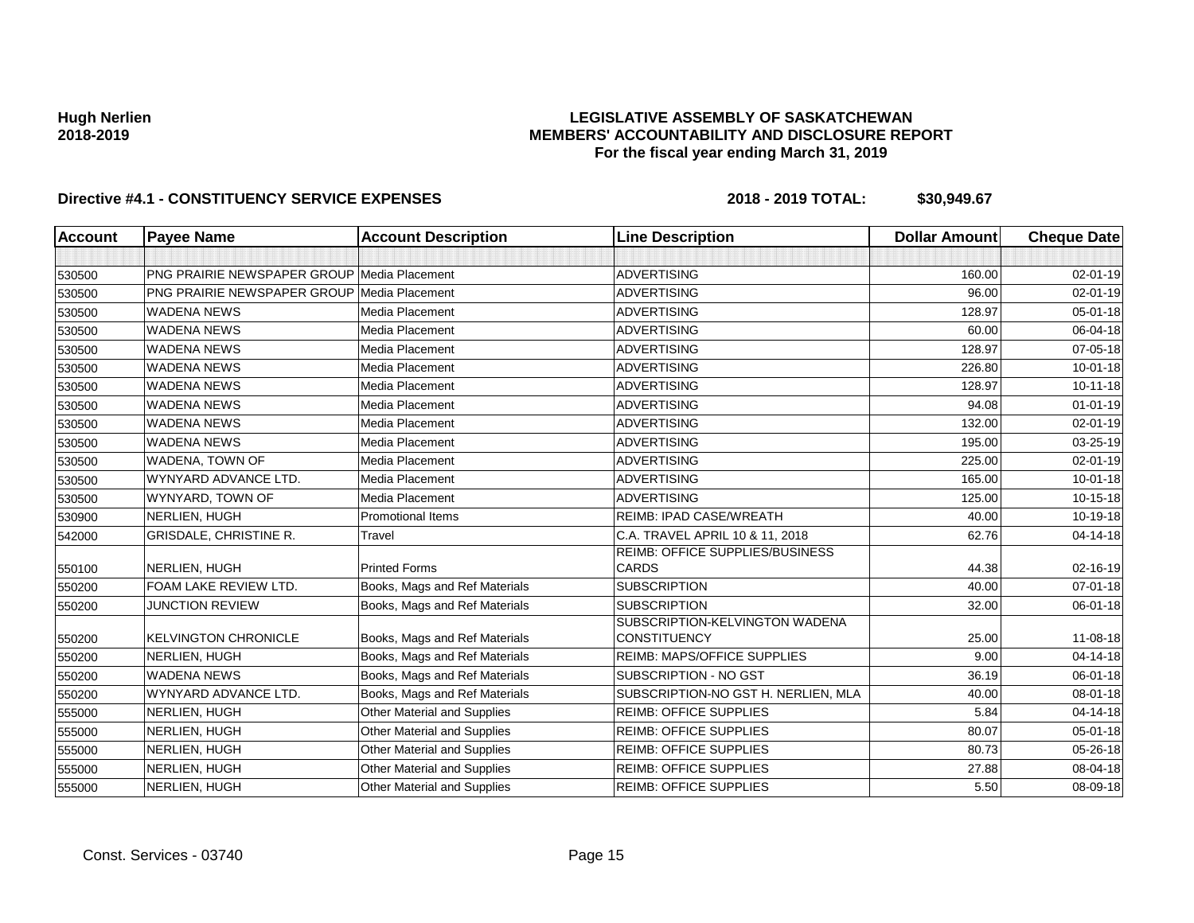**Hugh Nerlien**
**2018-2019**

# LEGISLATIVE ASSEMBLY OF SASKATCHEWAN
## MEMBERS' ACCOUNTABILITY AND DISCLOSURE REPORT
### For the fiscal year ending March 31, 2019

**Directive #4.1 - CONSTITUENCY SERVICE EXPENSES** **2018 - 2019 TOTAL: $30,949.67**

| Account | Payee Name | Account Description | Line Description | Dollar Amount | Cheque Date |
|---|---|---|---|---|---|
| | | | | | |
| 530500 | PNG PRAIRIE NEWSPAPER GROUP | Media Placement | ADVERTISING | 160.00 | 02-01-19 |
| 530500 | PNG PRAIRIE NEWSPAPER GROUP | Media Placement | ADVERTISING | 96.00 | 02-01-19 |
| 530500 | WADENA NEWS | Media Placement | ADVERTISING | 128.97 | 05-01-18 |
| 530500 | WADENA NEWS | Media Placement | ADVERTISING | 60.00 | 06-04-18 |
| 530500 | WADENA NEWS | Media Placement | ADVERTISING | 128.97 | 07-05-18 |
| 530500 | WADENA NEWS | Media Placement | ADVERTISING | 226.80 | 10-01-18 |
| 530500 | WADENA NEWS | Media Placement | ADVERTISING | 128.97 | 10-11-18 |
| 530500 | WADENA NEWS | Media Placement | ADVERTISING | 94.08 | 01-01-19 |
| 530500 | WADENA NEWS | Media Placement | ADVERTISING | 132.00 | 02-01-19 |
| 530500 | WADENA NEWS | Media Placement | ADVERTISING | 195.00 | 03-25-19 |
| 530500 | WADENA, TOWN OF | Media Placement | ADVERTISING | 225.00 | 02-01-19 |
| 530500 | WYNYARD ADVANCE LTD. | Media Placement | ADVERTISING | 165.00 | 10-01-18 |
| 530500 | WYNYARD, TOWN OF | Media Placement | ADVERTISING | 125.00 | 10-15-18 |
| 530900 | NERLIEN, HUGH | Promotional Items | REIMB: IPAD CASE/WREATH | 40.00 | 10-19-18 |
| 542000 | GRISDALE, CHRISTINE R. | Travel | C.A. TRAVEL APRIL 10 & 11, 2018 | 62.76 | 04-14-18 |
| 550100 | NERLIEN, HUGH | Printed Forms | REIMB: OFFICE SUPPLIES/BUSINESS CARDS | 44.38 | 02-16-19 |
| 550200 | FOAM LAKE REVIEW LTD. | Books, Mags and Ref Materials | SUBSCRIPTION | 40.00 | 07-01-18 |
| 550200 | JUNCTION REVIEW | Books, Mags and Ref Materials | SUBSCRIPTION | 32.00 | 06-01-18 |
| 550200 | KELVINGTON CHRONICLE | Books, Mags and Ref Materials | SUBSCRIPTION-KELVINGTON WADENA CONSTITUENCY | 25.00 | 11-08-18 |
| 550200 | NERLIEN, HUGH | Books, Mags and Ref Materials | REIMB: MAPS/OFFICE SUPPLIES | 9.00 | 04-14-18 |
| 550200 | WADENA NEWS | Books, Mags and Ref Materials | SUBSCRIPTION - NO GST | 36.19 | 06-01-18 |
| 550200 | WYNYARD ADVANCE LTD. | Books, Mags and Ref Materials | SUBSCRIPTION-NO GST H. NERLIEN, MLA | 40.00 | 08-01-18 |
| 555000 | NERLIEN, HUGH | Other Material and Supplies | REIMB: OFFICE SUPPLIES | 5.84 | 04-14-18 |
| 555000 | NERLIEN, HUGH | Other Material and Supplies | REIMB: OFFICE SUPPLIES | 80.07 | 05-01-18 |
| 555000 | NERLIEN, HUGH | Other Material and Supplies | REIMB: OFFICE SUPPLIES | 80.73 | 05-26-18 |
| 555000 | NERLIEN, HUGH | Other Material and Supplies | REIMB: OFFICE SUPPLIES | 27.88 | 08-04-18 |
| 555000 | NERLIEN, HUGH | Other Material and Supplies | REIMB: OFFICE SUPPLIES | 5.50 | 08-09-18 |

Const. Services - 03740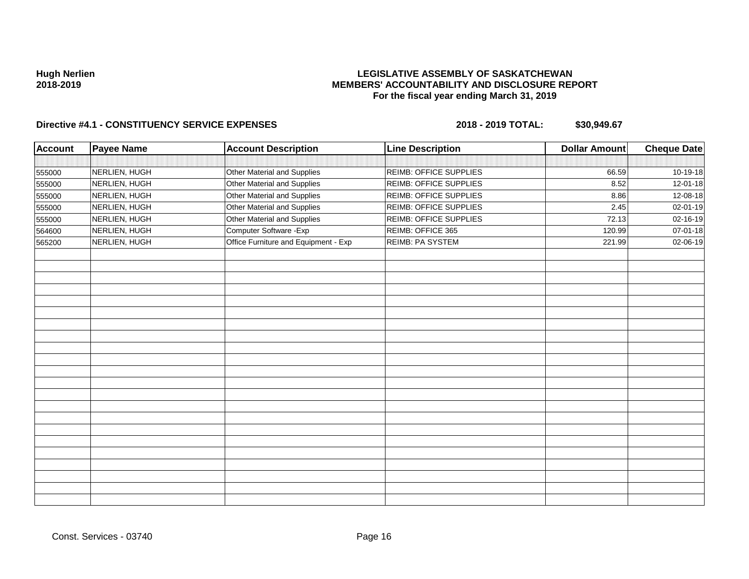**Hugh Nerlien**
**2018-2019**

**LEGISLATIVE ASSEMBLY OF SASKATCHEWAN**
**MEMBERS' ACCOUNTABILITY AND DISCLOSURE REPORT**
**For the fiscal year ending March 31, 2019**

**Directive #4.1 - CONSTITUENCY SERVICE EXPENSES** **2018 - 2019 TOTAL: $30,949.67**

| Account | Payee Name | Account Description | Line Description | Dollar Amount | Cheque Date |
|---|---|---|---|---|---|
| 555000 | NERLIEN, HUGH | Other Material and Supplies | REIMB: OFFICE SUPPLIES | 66.59 | 10-19-18 |
| 555000 | NERLIEN, HUGH | Other Material and Supplies | REIMB: OFFICE SUPPLIES | 8.52 | 12-01-18 |
| 555000 | NERLIEN, HUGH | Other Material and Supplies | REIMB: OFFICE SUPPLIES | 8.86 | 12-08-18 |
| 555000 | NERLIEN, HUGH | Other Material and Supplies | REIMB: OFFICE SUPPLIES | 2.45 | 02-01-19 |
| 555000 | NERLIEN, HUGH | Other Material and Supplies | REIMB: OFFICE SUPPLIES | 72.13 | 02-16-19 |
| 564600 | NERLIEN, HUGH | Computer Software -Exp | REIMB: OFFICE 365 | 120.99 | 07-01-18 |
| 565200 | NERLIEN, HUGH | Office Furniture and Equipment - Exp | REIMB: PA SYSTEM | 221.99 | 02-06-19 |

Const. Services - 03740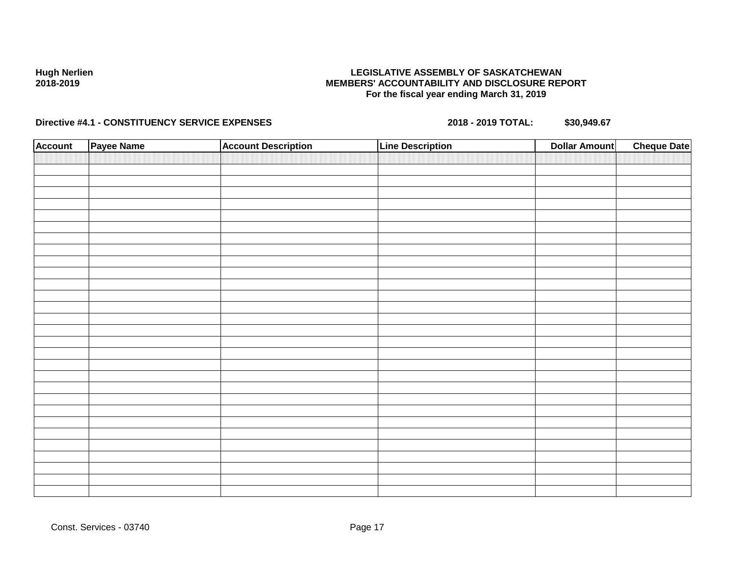**Hugh Nerlien**
**2018-2019**

**LEGISLATIVE ASSEMBLY OF SASKATCHEWAN**
**MEMBERS' ACCOUNTABILITY AND DISCLOSURE REPORT**
**For the fiscal year ending March 31, 2019**

**Directive #4.1 - CONSTITUENCY SERVICE EXPENSES** **2018 - 2019 TOTAL: $30,949.67**

| Account | Payee Name | Account Description | Line Description | Dollar Amount | Cheque Date |
|---|---|---|---|---|---|
| | | | | | |

Const. Services - 03740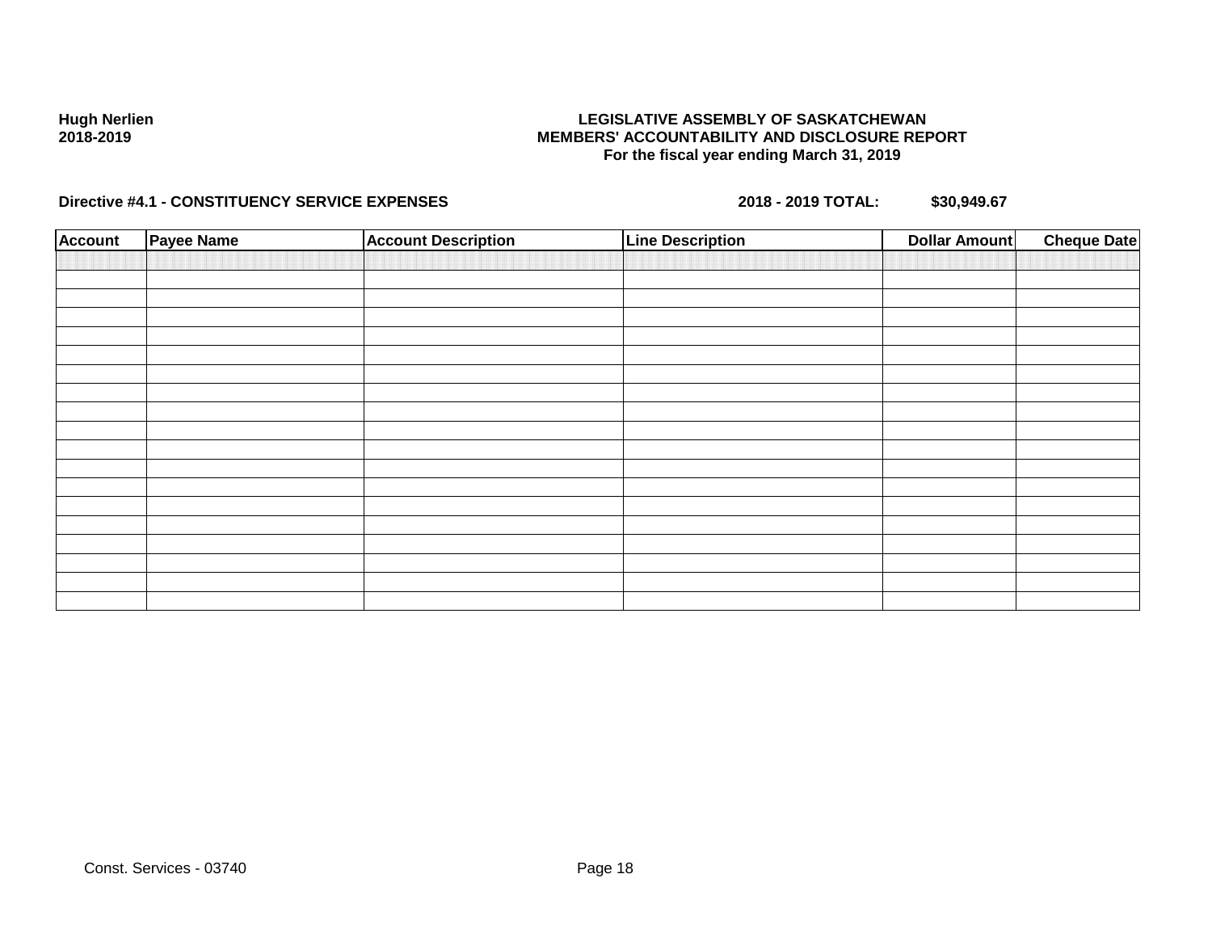**Hugh Nerlien**
**2018-2019**

**LEGISLATIVE ASSEMBLY OF SASKATCHEWAN**
**MEMBERS' ACCOUNTABILITY AND DISCLOSURE REPORT**
**For the fiscal year ending March 31, 2019**

**Directive #4.1 - CONSTITUENCY SERVICE EXPENSES** **2018 - 2019 TOTAL:** **$30,949.67**

| Account | Payee Name | Account Description | Line Description | Dollar Amount | Cheque Date |
|---|---|---|---|---|---|
| | | | | | |
| | | | | | |
| | | | | | |
| | | | | | |
| | | | | | |
| | | | | | |
| | | | | | |
| | | | | | |
| | | | | | |
| | | | | | |
| | | | | | |
| | | | | | |
| | | | | | |
| | | | | | |
| | | | | | |
| | | | | | |
| | | | | | |
| | | | | | |
| | | | | | |

Const. Services - 03740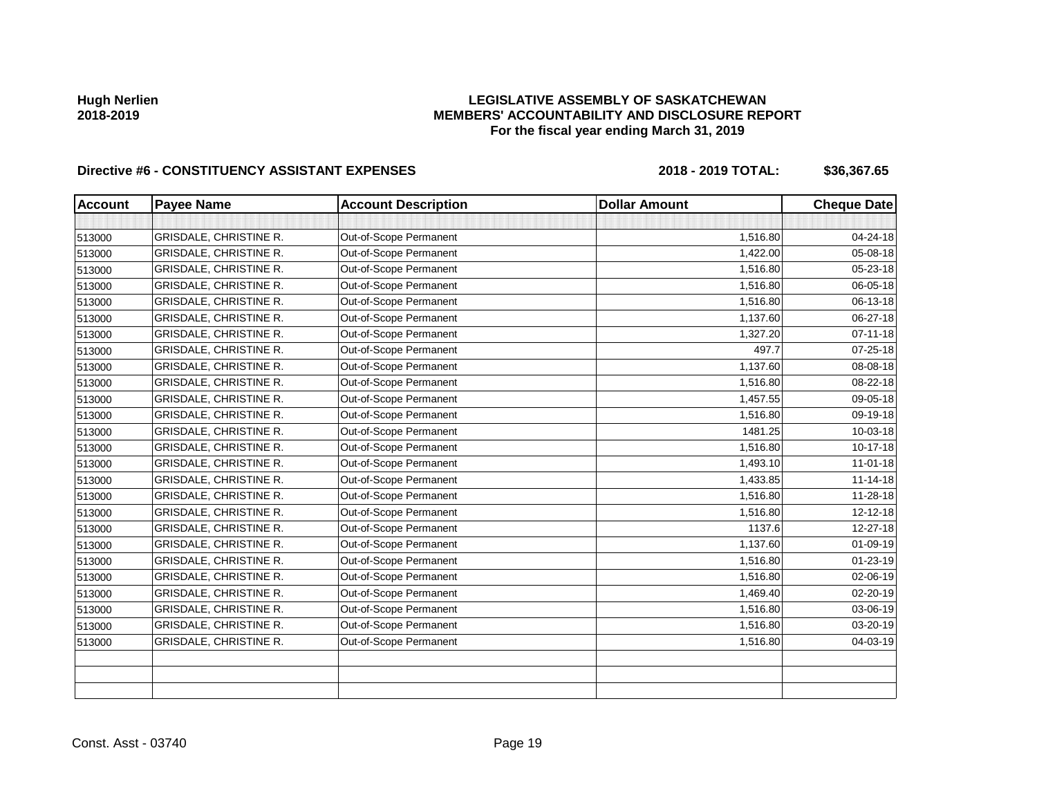**Hugh Nerlien**
**2018-2019**

**LEGISLATIVE ASSEMBLY OF SASKATCHEWAN**
**MEMBERS' ACCOUNTABILITY AND DISCLOSURE REPORT**
**For the fiscal year ending March 31, 2019**

**Directive #6 - CONSTITUENCY ASSISTANT EXPENSES** **2018 - 2019 TOTAL: $36,367.65**

| Account | Payee Name | Account Description | Dollar Amount | Cheque Date |
|---|---|---|---|---|
| | | | | |
| 513000 | GRISDALE, CHRISTINE R. | Out-of-Scope Permanent | 1,516.80 | 04-24-18 |
| 513000 | GRISDALE, CHRISTINE R. | Out-of-Scope Permanent | 1,422.00 | 05-08-18 |
| 513000 | GRISDALE, CHRISTINE R. | Out-of-Scope Permanent | 1,516.80 | 05-23-18 |
| 513000 | GRISDALE, CHRISTINE R. | Out-of-Scope Permanent | 1,516.80 | 06-05-18 |
| 513000 | GRISDALE, CHRISTINE R. | Out-of-Scope Permanent | 1,516.80 | 06-13-18 |
| 513000 | GRISDALE, CHRISTINE R. | Out-of-Scope Permanent | 1,137.60 | 06-27-18 |
| 513000 | GRISDALE, CHRISTINE R. | Out-of-Scope Permanent | 1,327.20 | 07-11-18 |
| 513000 | GRISDALE, CHRISTINE R. | Out-of-Scope Permanent | 497.7 | 07-25-18 |
| 513000 | GRISDALE, CHRISTINE R. | Out-of-Scope Permanent | 1,137.60 | 08-08-18 |
| 513000 | GRISDALE, CHRISTINE R. | Out-of-Scope Permanent | 1,516.80 | 08-22-18 |
| 513000 | GRISDALE, CHRISTINE R. | Out-of-Scope Permanent | 1,457.55 | 09-05-18 |
| 513000 | GRISDALE, CHRISTINE R. | Out-of-Scope Permanent | 1,516.80 | 09-19-18 |
| 513000 | GRISDALE, CHRISTINE R. | Out-of-Scope Permanent | 1481.25 | 10-03-18 |
| 513000 | GRISDALE, CHRISTINE R. | Out-of-Scope Permanent | 1,516.80 | 10-17-18 |
| 513000 | GRISDALE, CHRISTINE R. | Out-of-Scope Permanent | 1,493.10 | 11-01-18 |
| 513000 | GRISDALE, CHRISTINE R. | Out-of-Scope Permanent | 1,433.85 | 11-14-18 |
| 513000 | GRISDALE, CHRISTINE R. | Out-of-Scope Permanent | 1,516.80 | 11-28-18 |
| 513000 | GRISDALE, CHRISTINE R. | Out-of-Scope Permanent | 1,516.80 | 12-12-18 |
| 513000 | GRISDALE, CHRISTINE R. | Out-of-Scope Permanent | 1137.6 | 12-27-18 |
| 513000 | GRISDALE, CHRISTINE R. | Out-of-Scope Permanent | 1,137.60 | 01-09-19 |
| 513000 | GRISDALE, CHRISTINE R. | Out-of-Scope Permanent | 1,516.80 | 01-23-19 |
| 513000 | GRISDALE, CHRISTINE R. | Out-of-Scope Permanent | 1,516.80 | 02-06-19 |
| 513000 | GRISDALE, CHRISTINE R. | Out-of-Scope Permanent | 1,469.40 | 02-20-19 |
| 513000 | GRISDALE, CHRISTINE R. | Out-of-Scope Permanent | 1,516.80 | 03-06-19 |
| 513000 | GRISDALE, CHRISTINE R. | Out-of-Scope Permanent | 1,516.80 | 03-20-19 |
| 513000 | GRISDALE, CHRISTINE R. | Out-of-Scope Permanent | 1,516.80 | 04-03-19 |
| | | | | |
| | | | | |
| | | | | |

Const. Asst - 03740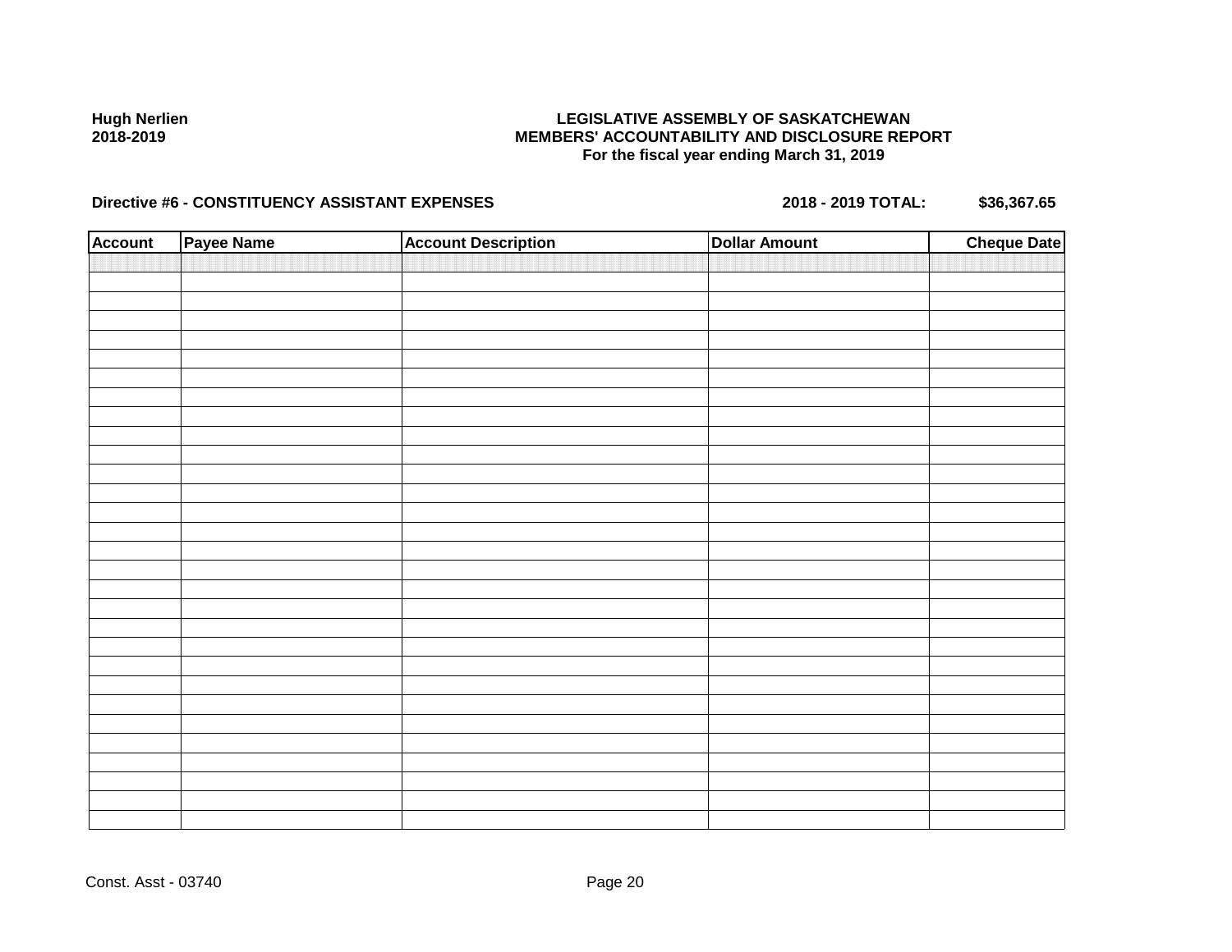Hugh Nerlien
2018-2019

**LEGISLATIVE ASSEMBLY OF SASKATCHEWAN**
**MEMBERS' ACCOUNTABILITY AND DISCLOSURE REPORT**
**For the fiscal year ending March 31, 2019**

**Directive #6 - CONSTITUENCY ASSISTANT EXPENSES** **2018 - 2019 TOTAL: $36,367.65**

| Account | Payee Name | Account Description | Dollar Amount | Cheque Date |
|---|---|---|---|---|
| | | | | |

Const. Asst - 03740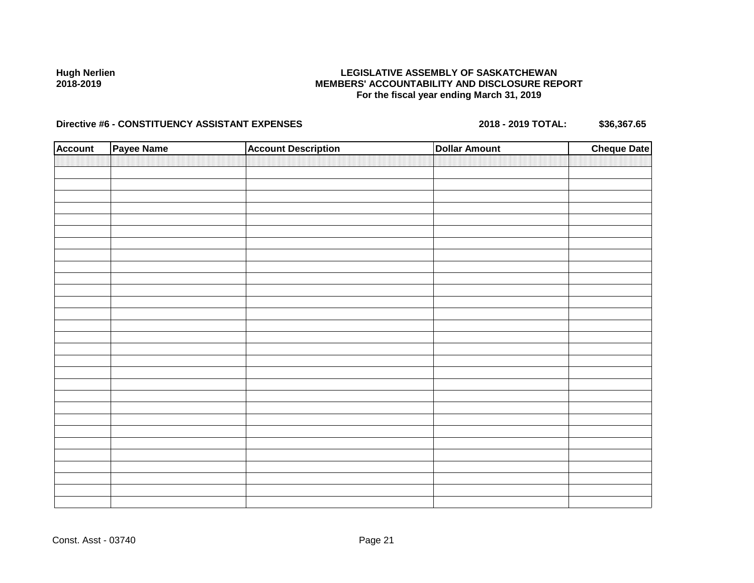**Hugh Nerlien**
**2018-2019**

**LEGISLATIVE ASSEMBLY OF SASKATCHEWAN**
**MEMBERS' ACCOUNTABILITY AND DISCLOSURE REPORT**
**For the fiscal year ending March 31, 2019**

**Directive #6 - CONSTITUENCY ASSISTANT EXPENSES** **2018 - 2019 TOTAL: $36,367.65**

| Account | Payee Name | Account Description | Dollar Amount | Cheque Date |
| --- | --- | --- | --- | --- |
| | | | | |

Const. Asst - 03740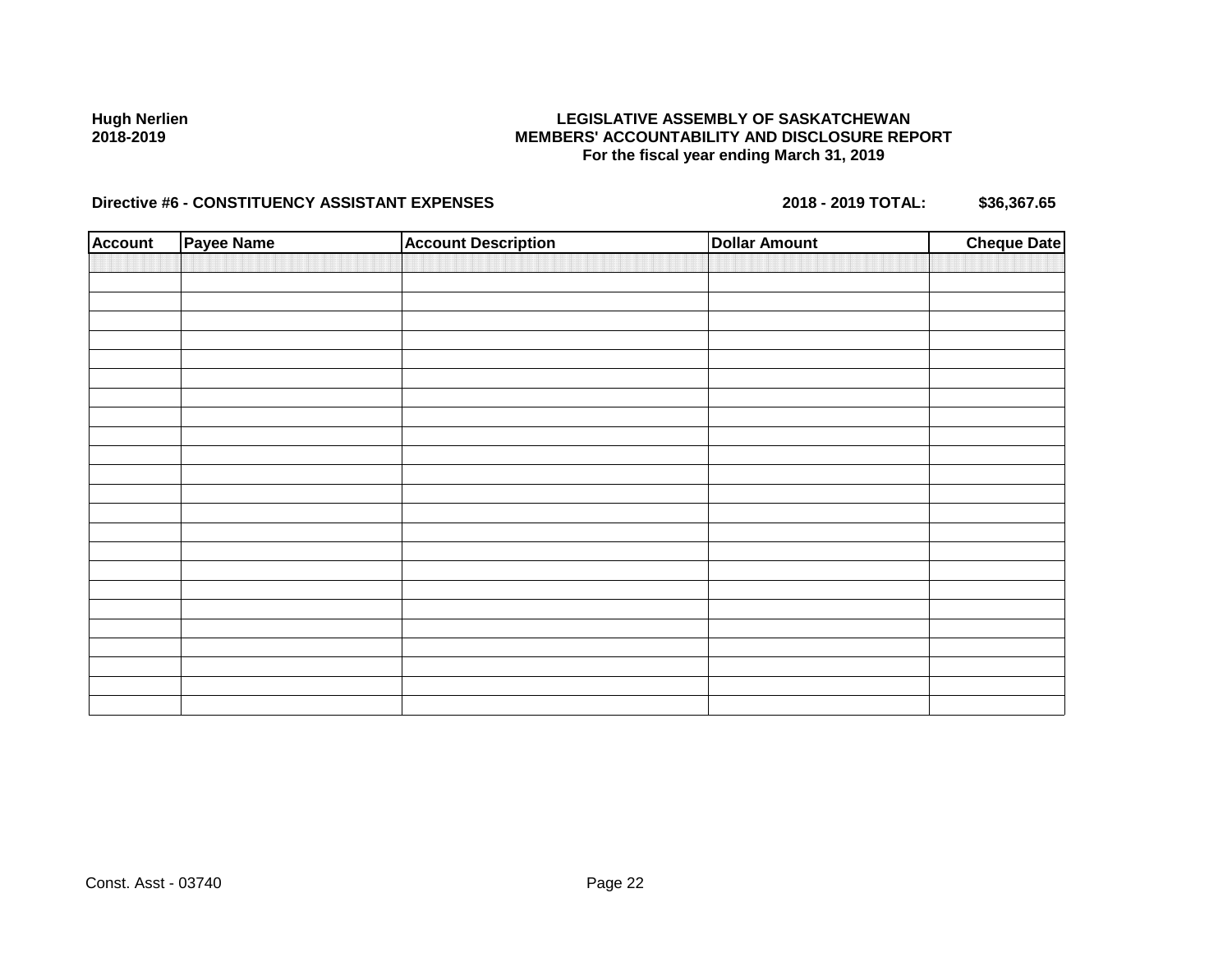**Hugh Nerlien**
**2018-2019**

**LEGISLATIVE ASSEMBLY OF SASKATCHEWAN**
**MEMBERS' ACCOUNTABILITY AND DISCLOSURE REPORT**
**For the fiscal year ending March 31, 2019**

**Directive #6 - CONSTITUENCY ASSISTANT EXPENSES** **2018 - 2019 TOTAL: $36,367.65**

| Account | Payee Name | Account Description | Dollar Amount | Cheque Date |
|---|---|---|---|---|
| | | | | |

Const. Asst - 03740